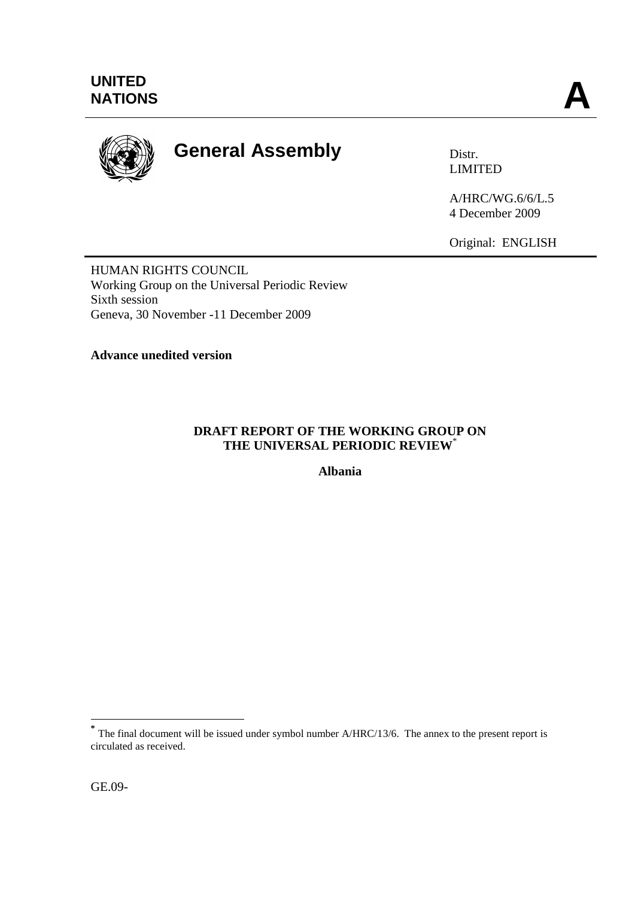UNITED NATIONS

A

General Assembly

Distr.
LIMITED

A/HRC/WG.6/6/L.5
4 December 2009

Original: ENGLISH

HUMAN RIGHTS COUNCIL
Working Group on the Universal Periodic Review
Sixth session
Geneva, 30 November -11 December 2009

**Advance unedited version**

## DRAFT REPORT OF THE WORKING GROUP ON THE UNIVERSAL PERIODIC REVIEW[*]

### Albania

---

[*] The final document will be issued under symbol number A/HRC/13/6. The annex to the present report is circulated as received.

GE.09-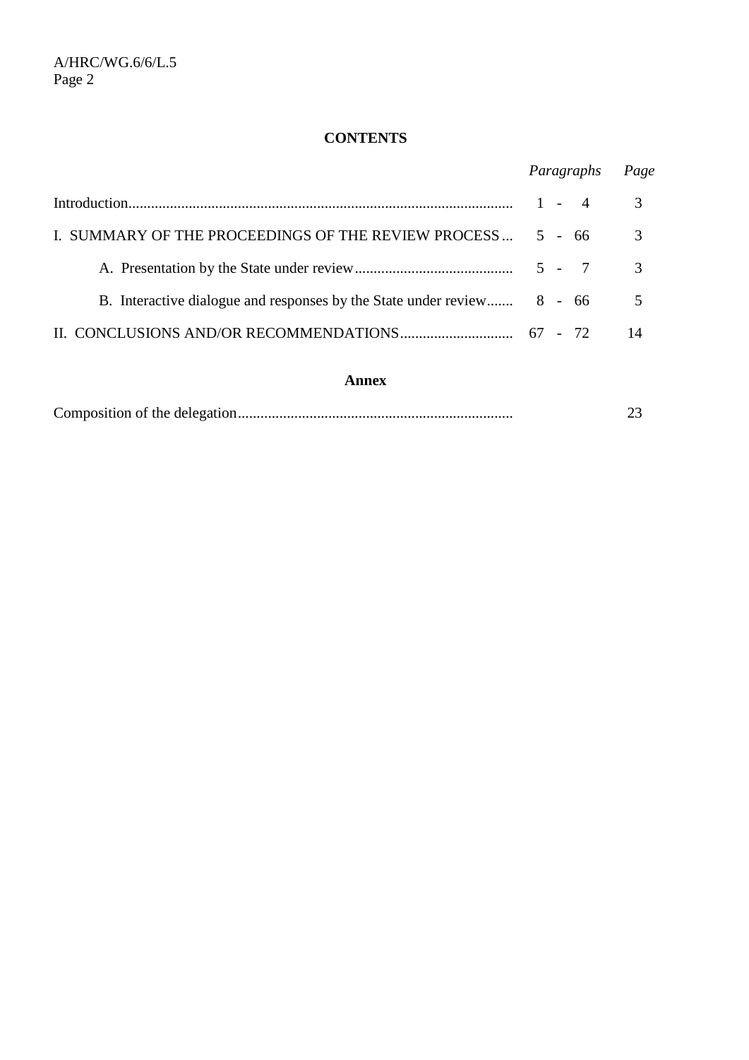## CONTENTS

| | *Paragraphs* | *Page* |
|---|---|---|
| Introduction | 1 - 4 | 3 |
| I. SUMMARY OF THE PROCEEDINGS OF THE REVIEW PROCESS | 5 - 66 | 3 |
| A. Presentation by the State under review | 5 - 7 | 3 |
| B. Interactive dialogue and responses by the State under review | 8 - 66 | 5 |
| II. CONCLUSIONS AND/OR RECOMMENDATIONS | 67 - 72 | 14 |

### Annex

| | | |
|---|---|---|
| Composition of the delegation | | 23 |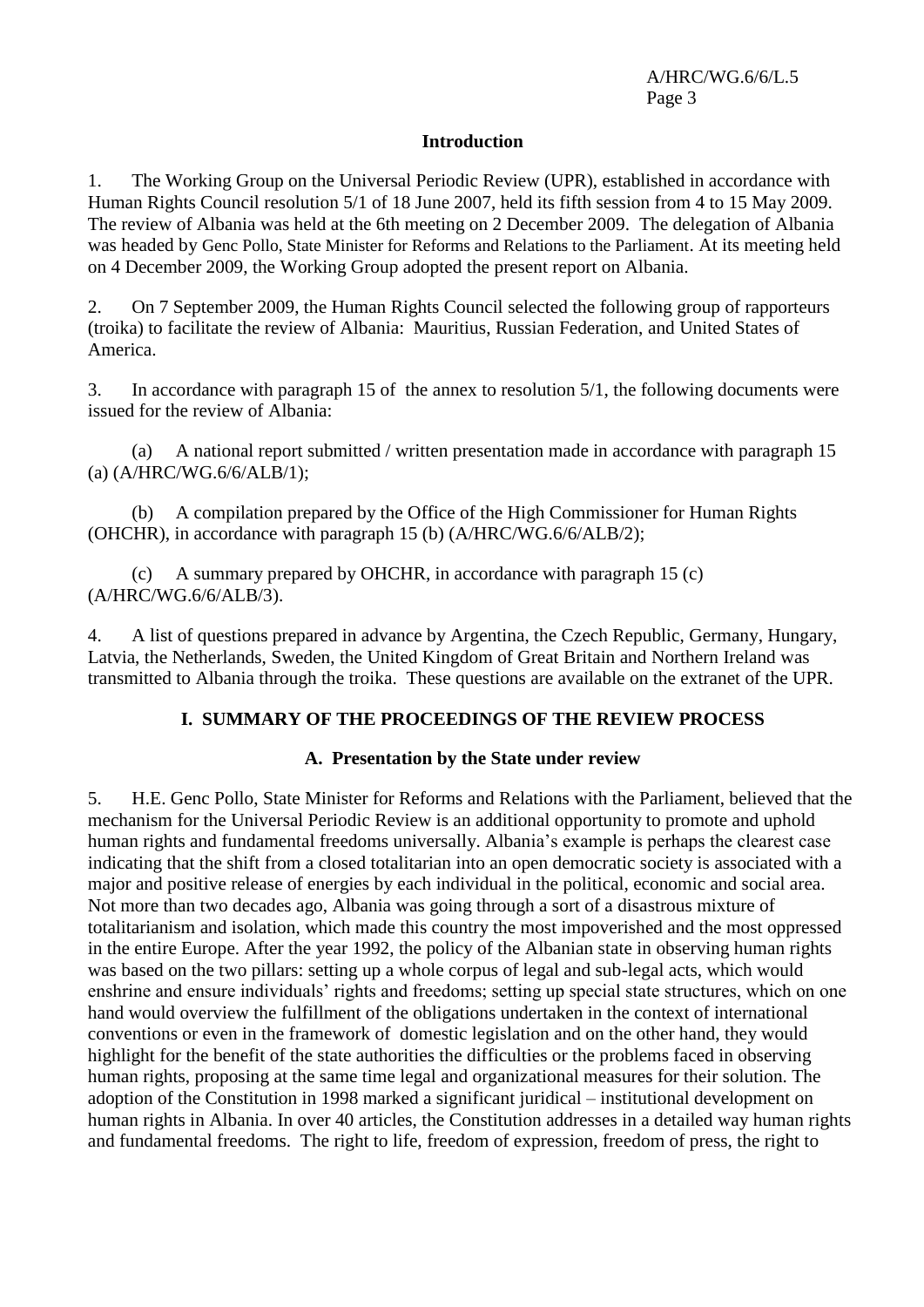## Introduction

1. The Working Group on the Universal Periodic Review (UPR), established in accordance with Human Rights Council resolution 5/1 of 18 June 2007, held its fifth session from 4 to 15 May 2009. The review of Albania was held at the 6th meeting on 2 December 2009. The delegation of Albania was headed by Genc Pollo, State Minister for Reforms and Relations to the Parliament. At its meeting held on 4 December 2009, the Working Group adopted the present report on Albania.

2. On 7 September 2009, the Human Rights Council selected the following group of rapporteurs (troika) to facilitate the review of Albania: Mauritius, Russian Federation, and United States of America.

3. In accordance with paragraph 15 of the annex to resolution 5/1, the following documents were issued for the review of Albania:

(a) A national report submitted / written presentation made in accordance with paragraph 15 (a) (A/HRC/WG.6/6/ALB/1);

(b) A compilation prepared by the Office of the High Commissioner for Human Rights (OHCHR), in accordance with paragraph 15 (b) (A/HRC/WG.6/6/ALB/2);

(c) A summary prepared by OHCHR, in accordance with paragraph 15 (c) (A/HRC/WG.6/6/ALB/3).

4. A list of questions prepared in advance by Argentina, the Czech Republic, Germany, Hungary, Latvia, the Netherlands, Sweden, the United Kingdom of Great Britain and Northern Ireland was transmitted to Albania through the troika. These questions are available on the extranet of the UPR.

# I. SUMMARY OF THE PROCEEDINGS OF THE REVIEW PROCESS

## A. Presentation by the State under review

5. H.E. Genc Pollo, State Minister for Reforms and Relations with the Parliament, believed that the mechanism for the Universal Periodic Review is an additional opportunity to promote and uphold human rights and fundamental freedoms universally. Albania's example is perhaps the clearest case indicating that the shift from a closed totalitarian into an open democratic society is associated with a major and positive release of energies by each individual in the political, economic and social area. Not more than two decades ago, Albania was going through a sort of a disastrous mixture of totalitarianism and isolation, which made this country the most impoverished and the most oppressed in the entire Europe. After the year 1992, the policy of the Albanian state in observing human rights was based on the two pillars: setting up a whole corpus of legal and sub-legal acts, which would enshrine and ensure individuals' rights and freedoms; setting up special state structures, which on one hand would overview the fulfillment of the obligations undertaken in the context of international conventions or even in the framework of domestic legislation and on the other hand, they would highlight for the benefit of the state authorities the difficulties or the problems faced in observing human rights, proposing at the same time legal and organizational measures for their solution. The adoption of the Constitution in 1998 marked a significant juridical – institutional development on human rights in Albania. In over 40 articles, the Constitution addresses in a detailed way human rights and fundamental freedoms. The right to life, freedom of expression, freedom of press, the right to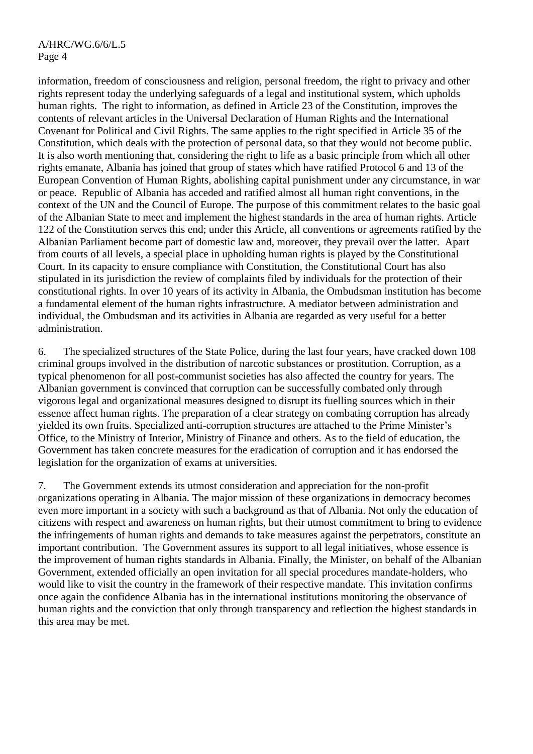information, freedom of consciousness and religion, personal freedom, the right to privacy and other rights represent today the underlying safeguards of a legal and institutional system, which upholds human rights. The right to information, as defined in Article 23 of the Constitution, improves the contents of relevant articles in the Universal Declaration of Human Rights and the International Covenant for Political and Civil Rights. The same applies to the right specified in Article 35 of the Constitution, which deals with the protection of personal data, so that they would not become public. It is also worth mentioning that, considering the right to life as a basic principle from which all other rights emanate, Albania has joined that group of states which have ratified Protocol 6 and 13 of the European Convention of Human Rights, abolishing capital punishment under any circumstance, in war or peace. Republic of Albania has acceded and ratified almost all human right conventions, in the context of the UN and the Council of Europe. The purpose of this commitment relates to the basic goal of the Albanian State to meet and implement the highest standards in the area of human rights. Article 122 of the Constitution serves this end; under this Article, all conventions or agreements ratified by the Albanian Parliament become part of domestic law and, moreover, they prevail over the latter. Apart from courts of all levels, a special place in upholding human rights is played by the Constitutional Court. In its capacity to ensure compliance with Constitution, the Constitutional Court has also stipulated in its jurisdiction the review of complaints filed by individuals for the protection of their constitutional rights. In over 10 years of its activity in Albania, the Ombudsman institution has become a fundamental element of the human rights infrastructure. A mediator between administration and individual, the Ombudsman and its activities in Albania are regarded as very useful for a better administration.

6. The specialized structures of the State Police, during the last four years, have cracked down 108 criminal groups involved in the distribution of narcotic substances or prostitution. Corruption, as a typical phenomenon for all post-communist societies has also affected the country for years. The Albanian government is convinced that corruption can be successfully combated only through vigorous legal and organizational measures designed to disrupt its fuelling sources which in their essence affect human rights. The preparation of a clear strategy on combating corruption has already yielded its own fruits. Specialized anti-corruption structures are attached to the Prime Minister's Office, to the Ministry of Interior, Ministry of Finance and others. As to the field of education, the Government has taken concrete measures for the eradication of corruption and it has endorsed the legislation for the organization of exams at universities.

7. The Government extends its utmost consideration and appreciation for the non-profit organizations operating in Albania. The major mission of these organizations in democracy becomes even more important in a society with such a background as that of Albania. Not only the education of citizens with respect and awareness on human rights, but their utmost commitment to bring to evidence the infringements of human rights and demands to take measures against the perpetrators, constitute an important contribution. The Government assures its support to all legal initiatives, whose essence is the improvement of human rights standards in Albania. Finally, the Minister, on behalf of the Albanian Government, extended officially an open invitation for all special procedures mandate-holders, who would like to visit the country in the framework of their respective mandate. This invitation confirms once again the confidence Albania has in the international institutions monitoring the observance of human rights and the conviction that only through transparency and reflection the highest standards in this area may be met.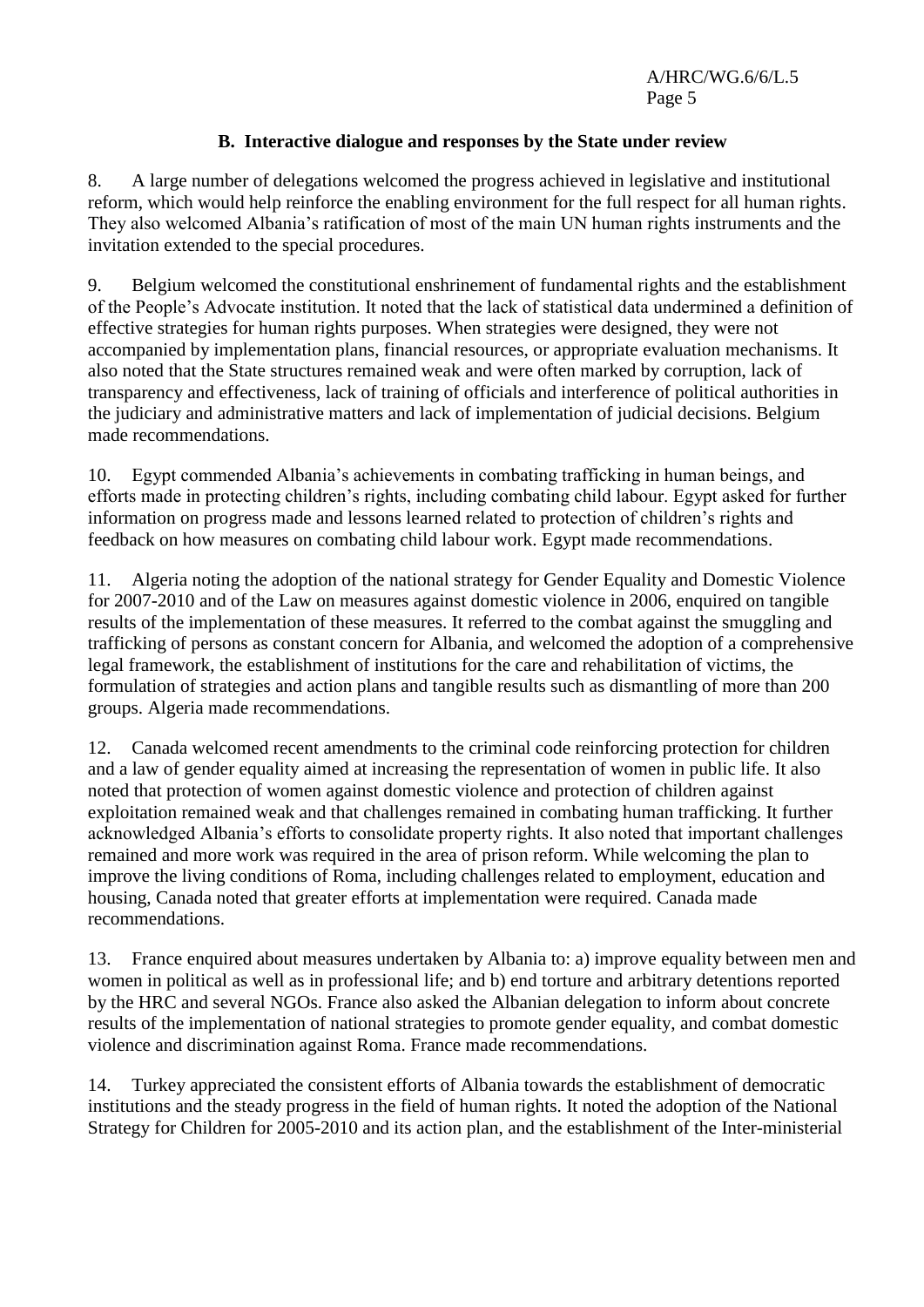### B. Interactive dialogue and responses by the State under review

8. A large number of delegations welcomed the progress achieved in legislative and institutional reform, which would help reinforce the enabling environment for the full respect for all human rights. They also welcomed Albania's ratification of most of the main UN human rights instruments and the invitation extended to the special procedures.

9. Belgium welcomed the constitutional enshrinement of fundamental rights and the establishment of the People's Advocate institution. It noted that the lack of statistical data undermined a definition of effective strategies for human rights purposes. When strategies were designed, they were not accompanied by implementation plans, financial resources, or appropriate evaluation mechanisms. It also noted that the State structures remained weak and were often marked by corruption, lack of transparency and effectiveness, lack of training of officials and interference of political authorities in the judiciary and administrative matters and lack of implementation of judicial decisions. Belgium made recommendations.

10. Egypt commended Albania's achievements in combating trafficking in human beings, and efforts made in protecting children's rights, including combating child labour. Egypt asked for further information on progress made and lessons learned related to protection of children's rights and feedback on how measures on combating child labour work. Egypt made recommendations.

11. Algeria noting the adoption of the national strategy for Gender Equality and Domestic Violence for 2007-2010 and of the Law on measures against domestic violence in 2006, enquired on tangible results of the implementation of these measures. It referred to the combat against the smuggling and trafficking of persons as constant concern for Albania, and welcomed the adoption of a comprehensive legal framework, the establishment of institutions for the care and rehabilitation of victims, the formulation of strategies and action plans and tangible results such as dismantling of more than 200 groups. Algeria made recommendations.

12. Canada welcomed recent amendments to the criminal code reinforcing protection for children and a law of gender equality aimed at increasing the representation of women in public life. It also noted that protection of women against domestic violence and protection of children against exploitation remained weak and that challenges remained in combating human trafficking. It further acknowledged Albania's efforts to consolidate property rights. It also noted that important challenges remained and more work was required in the area of prison reform. While welcoming the plan to improve the living conditions of Roma, including challenges related to employment, education and housing, Canada noted that greater efforts at implementation were required. Canada made recommendations.

13. France enquired about measures undertaken by Albania to: a) improve equality between men and women in political as well as in professional life; and b) end torture and arbitrary detentions reported by the HRC and several NGOs. France also asked the Albanian delegation to inform about concrete results of the implementation of national strategies to promote gender equality, and combat domestic violence and discrimination against Roma. France made recommendations.

14. Turkey appreciated the consistent efforts of Albania towards the establishment of democratic institutions and the steady progress in the field of human rights. It noted the adoption of the National Strategy for Children for 2005-2010 and its action plan, and the establishment of the Inter-ministerial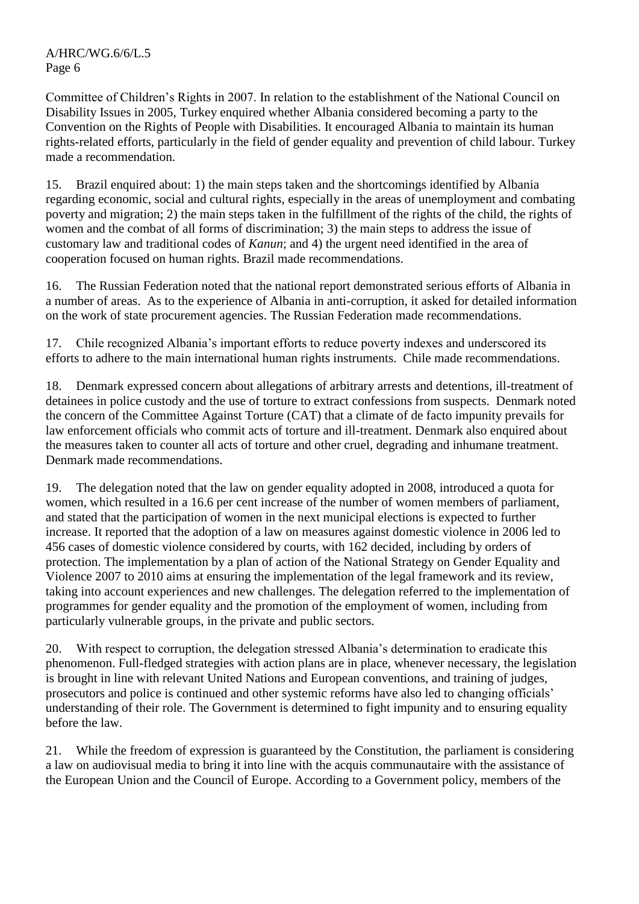Committee of Children's Rights in 2007. In relation to the establishment of the National Council on Disability Issues in 2005, Turkey enquired whether Albania considered becoming a party to the Convention on the Rights of People with Disabilities. It encouraged Albania to maintain its human rights-related efforts, particularly in the field of gender equality and prevention of child labour. Turkey made a recommendation.

15. Brazil enquired about: 1) the main steps taken and the shortcomings identified by Albania regarding economic, social and cultural rights, especially in the areas of unemployment and combating poverty and migration; 2) the main steps taken in the fulfillment of the rights of the child, the rights of women and the combat of all forms of discrimination; 3) the main steps to address the issue of customary law and traditional codes of *Kanun*; and 4) the urgent need identified in the area of cooperation focused on human rights. Brazil made recommendations.

16. The Russian Federation noted that the national report demonstrated serious efforts of Albania in a number of areas. As to the experience of Albania in anti-corruption, it asked for detailed information on the work of state procurement agencies. The Russian Federation made recommendations.

17. Chile recognized Albania's important efforts to reduce poverty indexes and underscored its efforts to adhere to the main international human rights instruments. Chile made recommendations.

18. Denmark expressed concern about allegations of arbitrary arrests and detentions, ill-treatment of detainees in police custody and the use of torture to extract confessions from suspects. Denmark noted the concern of the Committee Against Torture (CAT) that a climate of de facto impunity prevails for law enforcement officials who commit acts of torture and ill-treatment. Denmark also enquired about the measures taken to counter all acts of torture and other cruel, degrading and inhumane treatment. Denmark made recommendations.

19. The delegation noted that the law on gender equality adopted in 2008, introduced a quota for women, which resulted in a 16.6 per cent increase of the number of women members of parliament, and stated that the participation of women in the next municipal elections is expected to further increase. It reported that the adoption of a law on measures against domestic violence in 2006 led to 456 cases of domestic violence considered by courts, with 162 decided, including by orders of protection. The implementation by a plan of action of the National Strategy on Gender Equality and Violence 2007 to 2010 aims at ensuring the implementation of the legal framework and its review, taking into account experiences and new challenges. The delegation referred to the implementation of programmes for gender equality and the promotion of the employment of women, including from particularly vulnerable groups, in the private and public sectors.

20. With respect to corruption, the delegation stressed Albania's determination to eradicate this phenomenon. Full-fledged strategies with action plans are in place, whenever necessary, the legislation is brought in line with relevant United Nations and European conventions, and training of judges, prosecutors and police is continued and other systemic reforms have also led to changing officials' understanding of their role. The Government is determined to fight impunity and to ensuring equality before the law.

21. While the freedom of expression is guaranteed by the Constitution, the parliament is considering a law on audiovisual media to bring it into line with the acquis communautaire with the assistance of the European Union and the Council of Europe. According to a Government policy, members of the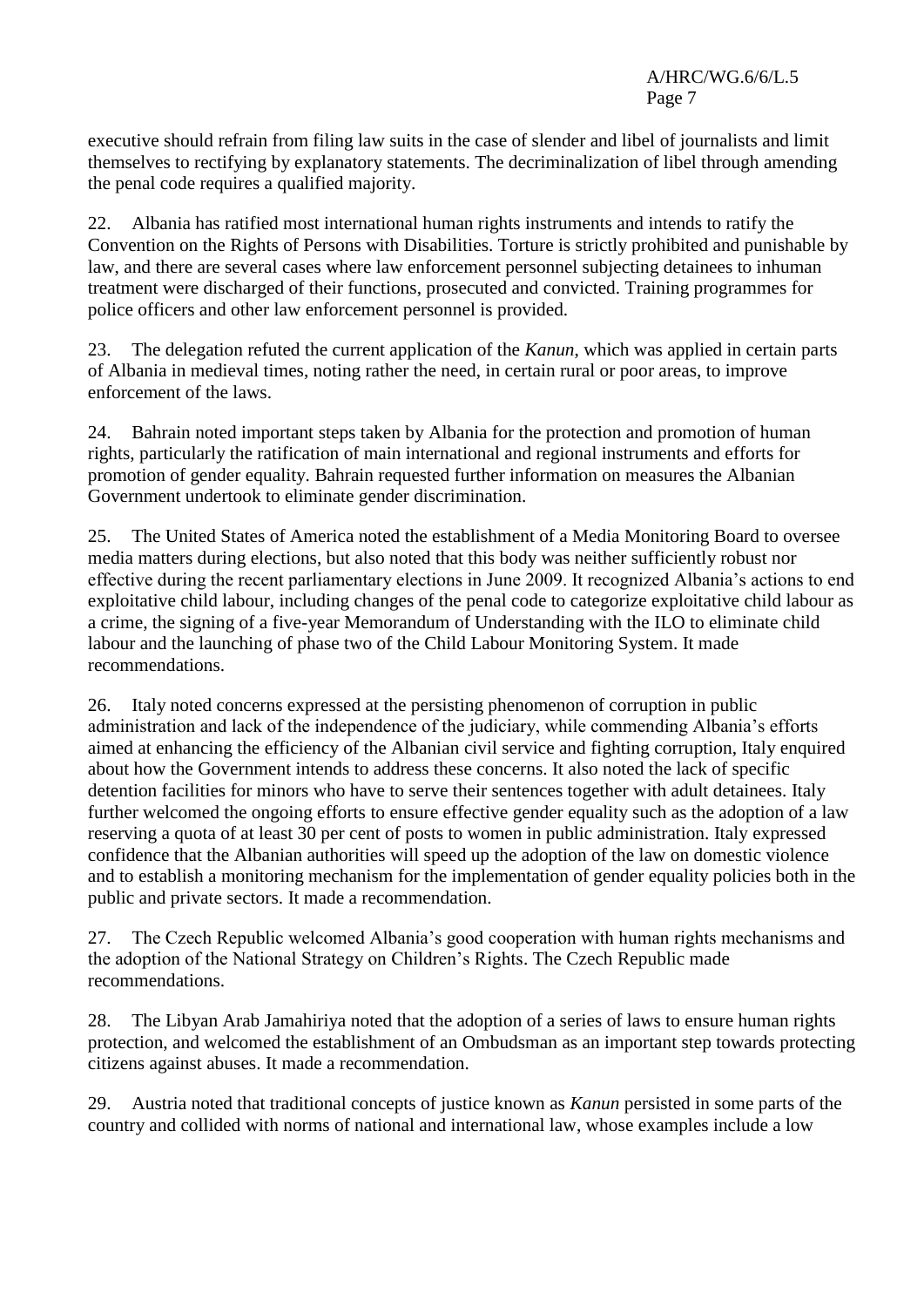executive should refrain from filing law suits in the case of slender and libel of journalists and limit themselves to rectifying by explanatory statements. The decriminalization of libel through amending the penal code requires a qualified majority.

22. Albania has ratified most international human rights instruments and intends to ratify the Convention on the Rights of Persons with Disabilities. Torture is strictly prohibited and punishable by law, and there are several cases where law enforcement personnel subjecting detainees to inhuman treatment were discharged of their functions, prosecuted and convicted. Training programmes for police officers and other law enforcement personnel is provided.

23. The delegation refuted the current application of the *Kanun*, which was applied in certain parts of Albania in medieval times, noting rather the need, in certain rural or poor areas, to improve enforcement of the laws.

24. Bahrain noted important steps taken by Albania for the protection and promotion of human rights, particularly the ratification of main international and regional instruments and efforts for promotion of gender equality. Bahrain requested further information on measures the Albanian Government undertook to eliminate gender discrimination.

25. The United States of America noted the establishment of a Media Monitoring Board to oversee media matters during elections, but also noted that this body was neither sufficiently robust nor effective during the recent parliamentary elections in June 2009. It recognized Albania's actions to end exploitative child labour, including changes of the penal code to categorize exploitative child labour as a crime, the signing of a five-year Memorandum of Understanding with the ILO to eliminate child labour and the launching of phase two of the Child Labour Monitoring System. It made recommendations.

26. Italy noted concerns expressed at the persisting phenomenon of corruption in public administration and lack of the independence of the judiciary, while commending Albania's efforts aimed at enhancing the efficiency of the Albanian civil service and fighting corruption, Italy enquired about how the Government intends to address these concerns. It also noted the lack of specific detention facilities for minors who have to serve their sentences together with adult detainees. Italy further welcomed the ongoing efforts to ensure effective gender equality such as the adoption of a law reserving a quota of at least 30 per cent of posts to women in public administration. Italy expressed confidence that the Albanian authorities will speed up the adoption of the law on domestic violence and to establish a monitoring mechanism for the implementation of gender equality policies both in the public and private sectors. It made a recommendation.

27. The Czech Republic welcomed Albania's good cooperation with human rights mechanisms and the adoption of the National Strategy on Children's Rights. The Czech Republic made recommendations.

28. The Libyan Arab Jamahiriya noted that the adoption of a series of laws to ensure human rights protection, and welcomed the establishment of an Ombudsman as an important step towards protecting citizens against abuses. It made a recommendation.

29. Austria noted that traditional concepts of justice known as *Kanun* persisted in some parts of the country and collided with norms of national and international law, whose examples include a low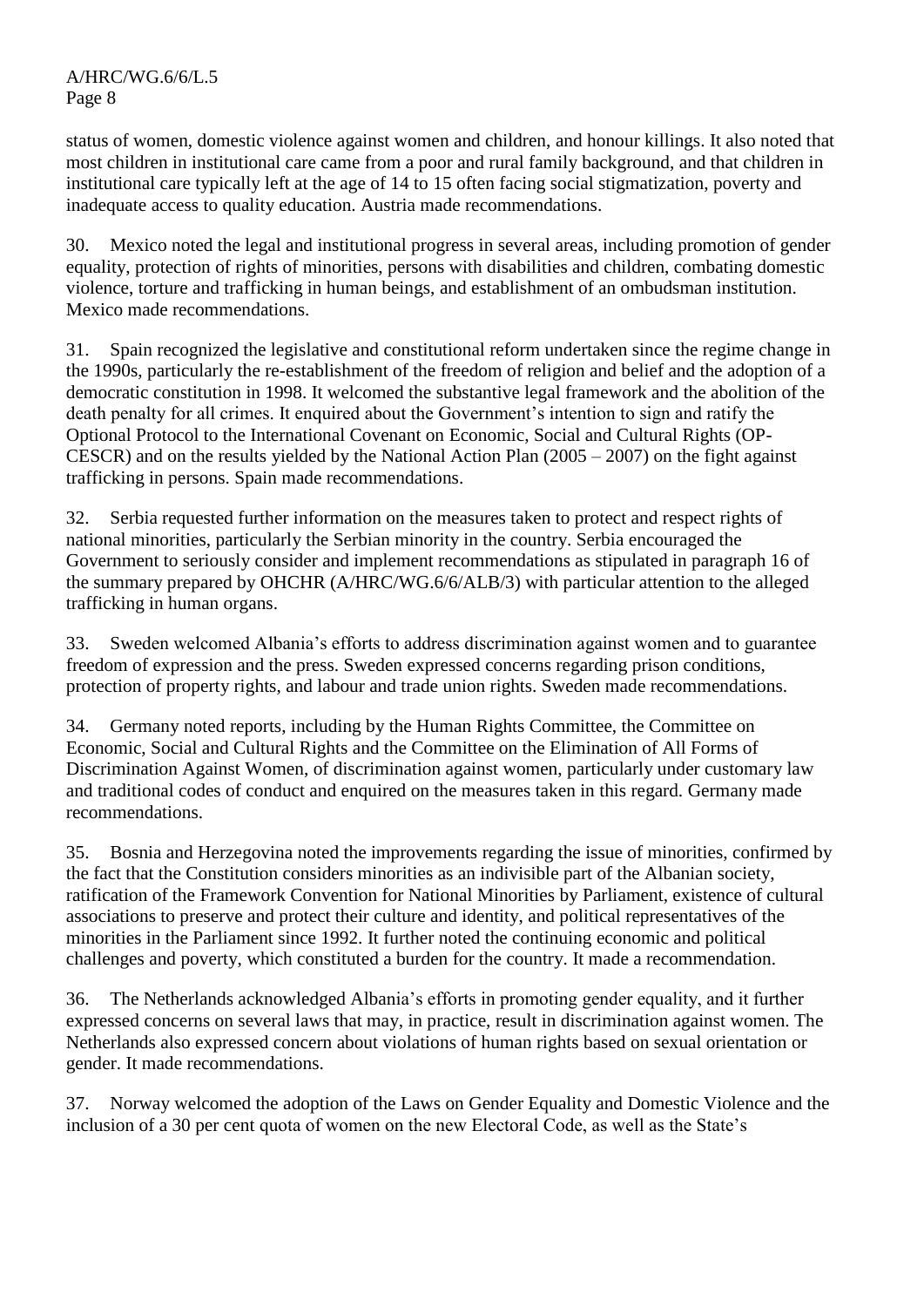status of women, domestic violence against women and children, and honour killings. It also noted that most children in institutional care came from a poor and rural family background, and that children in institutional care typically left at the age of 14 to 15 often facing social stigmatization, poverty and inadequate access to quality education. Austria made recommendations.

30. Mexico noted the legal and institutional progress in several areas, including promotion of gender equality, protection of rights of minorities, persons with disabilities and children, combating domestic violence, torture and trafficking in human beings, and establishment of an ombudsman institution. Mexico made recommendations.

31. Spain recognized the legislative and constitutional reform undertaken since the regime change in the 1990s, particularly the re-establishment of the freedom of religion and belief and the adoption of a democratic constitution in 1998. It welcomed the substantive legal framework and the abolition of the death penalty for all crimes. It enquired about the Government's intention to sign and ratify the Optional Protocol to the International Covenant on Economic, Social and Cultural Rights (OP-CESCR) and on the results yielded by the National Action Plan (2005 – 2007) on the fight against trafficking in persons. Spain made recommendations.

32. Serbia requested further information on the measures taken to protect and respect rights of national minorities, particularly the Serbian minority in the country. Serbia encouraged the Government to seriously consider and implement recommendations as stipulated in paragraph 16 of the summary prepared by OHCHR (A/HRC/WG.6/6/ALB/3) with particular attention to the alleged trafficking in human organs.

33. Sweden welcomed Albania's efforts to address discrimination against women and to guarantee freedom of expression and the press. Sweden expressed concerns regarding prison conditions, protection of property rights, and labour and trade union rights. Sweden made recommendations.

34. Germany noted reports, including by the Human Rights Committee, the Committee on Economic, Social and Cultural Rights and the Committee on the Elimination of All Forms of Discrimination Against Women, of discrimination against women, particularly under customary law and traditional codes of conduct and enquired on the measures taken in this regard. Germany made recommendations.

35. Bosnia and Herzegovina noted the improvements regarding the issue of minorities, confirmed by the fact that the Constitution considers minorities as an indivisible part of the Albanian society, ratification of the Framework Convention for National Minorities by Parliament, existence of cultural associations to preserve and protect their culture and identity, and political representatives of the minorities in the Parliament since 1992. It further noted the continuing economic and political challenges and poverty, which constituted a burden for the country. It made a recommendation.

36. The Netherlands acknowledged Albania's efforts in promoting gender equality, and it further expressed concerns on several laws that may, in practice, result in discrimination against women. The Netherlands also expressed concern about violations of human rights based on sexual orientation or gender. It made recommendations.

37. Norway welcomed the adoption of the Laws on Gender Equality and Domestic Violence and the inclusion of a 30 per cent quota of women on the new Electoral Code, as well as the State's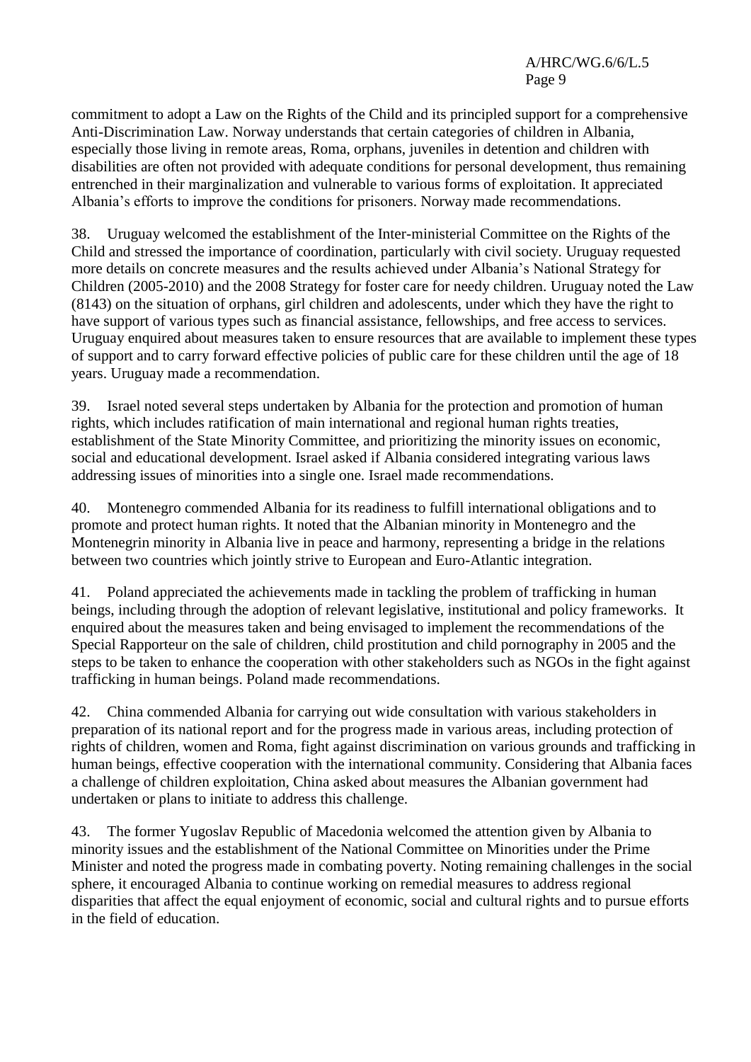commitment to adopt a Law on the Rights of the Child and its principled support for a comprehensive Anti-Discrimination Law. Norway understands that certain categories of children in Albania, especially those living in remote areas, Roma, orphans, juveniles in detention and children with disabilities are often not provided with adequate conditions for personal development, thus remaining entrenched in their marginalization and vulnerable to various forms of exploitation. It appreciated Albania's efforts to improve the conditions for prisoners. Norway made recommendations.

38. Uruguay welcomed the establishment of the Inter-ministerial Committee on the Rights of the Child and stressed the importance of coordination, particularly with civil society. Uruguay requested more details on concrete measures and the results achieved under Albania's National Strategy for Children (2005-2010) and the 2008 Strategy for foster care for needy children. Uruguay noted the Law (8143) on the situation of orphans, girl children and adolescents, under which they have the right to have support of various types such as financial assistance, fellowships, and free access to services. Uruguay enquired about measures taken to ensure resources that are available to implement these types of support and to carry forward effective policies of public care for these children until the age of 18 years. Uruguay made a recommendation.

39. Israel noted several steps undertaken by Albania for the protection and promotion of human rights, which includes ratification of main international and regional human rights treaties, establishment of the State Minority Committee, and prioritizing the minority issues on economic, social and educational development. Israel asked if Albania considered integrating various laws addressing issues of minorities into a single one. Israel made recommendations.

40. Montenegro commended Albania for its readiness to fulfill international obligations and to promote and protect human rights. It noted that the Albanian minority in Montenegro and the Montenegrin minority in Albania live in peace and harmony, representing a bridge in the relations between two countries which jointly strive to European and Euro-Atlantic integration.

41. Poland appreciated the achievements made in tackling the problem of trafficking in human beings, including through the adoption of relevant legislative, institutional and policy frameworks. It enquired about the measures taken and being envisaged to implement the recommendations of the Special Rapporteur on the sale of children, child prostitution and child pornography in 2005 and the steps to be taken to enhance the cooperation with other stakeholders such as NGOs in the fight against trafficking in human beings. Poland made recommendations.

42. China commended Albania for carrying out wide consultation with various stakeholders in preparation of its national report and for the progress made in various areas, including protection of rights of children, women and Roma, fight against discrimination on various grounds and trafficking in human beings, effective cooperation with the international community. Considering that Albania faces a challenge of children exploitation, China asked about measures the Albanian government had undertaken or plans to initiate to address this challenge.

43. The former Yugoslav Republic of Macedonia welcomed the attention given by Albania to minority issues and the establishment of the National Committee on Minorities under the Prime Minister and noted the progress made in combating poverty. Noting remaining challenges in the social sphere, it encouraged Albania to continue working on remedial measures to address regional disparities that affect the equal enjoyment of economic, social and cultural rights and to pursue efforts in the field of education.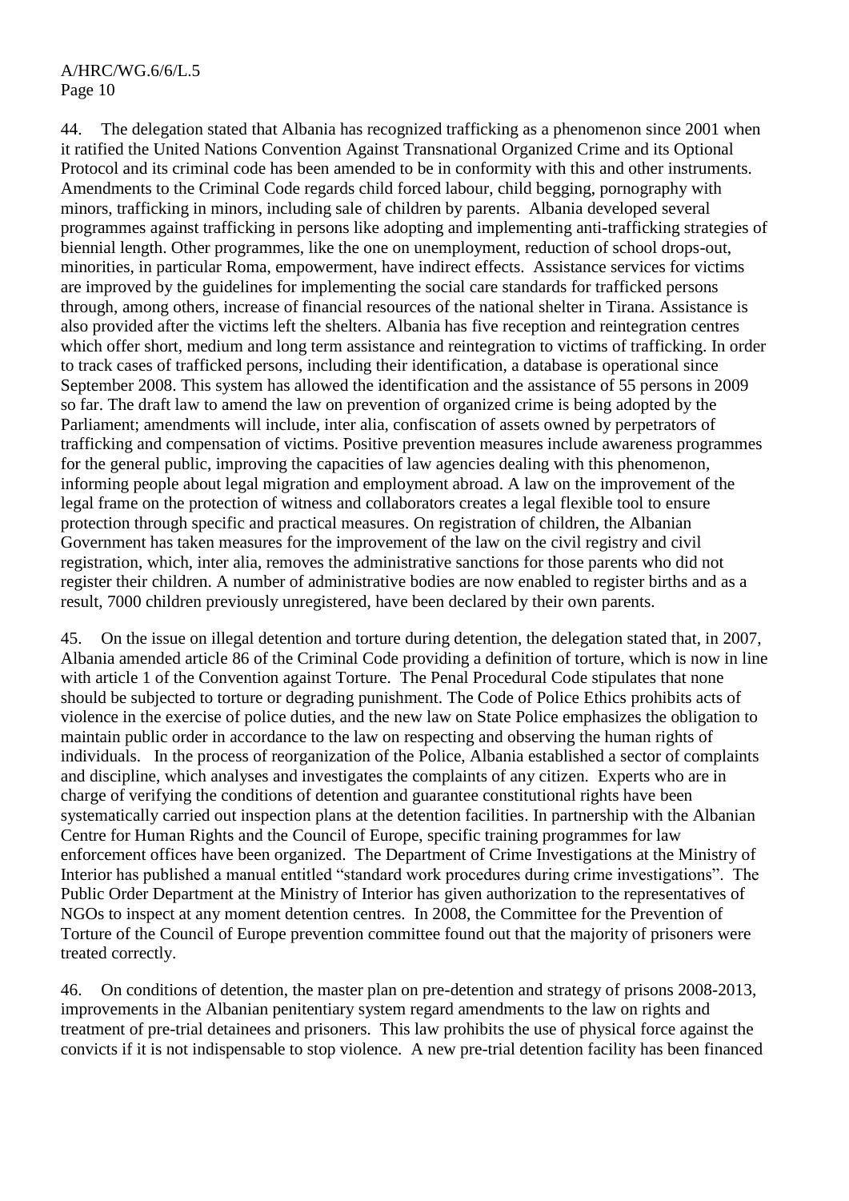44. The delegation stated that Albania has recognized trafficking as a phenomenon since 2001 when it ratified the United Nations Convention Against Transnational Organized Crime and its Optional Protocol and its criminal code has been amended to be in conformity with this and other instruments. Amendments to the Criminal Code regards child forced labour, child begging, pornography with minors, trafficking in minors, including sale of children by parents. Albania developed several programmes against trafficking in persons like adopting and implementing anti-trafficking strategies of biennial length. Other programmes, like the one on unemployment, reduction of school drops-out, minorities, in particular Roma, empowerment, have indirect effects. Assistance services for victims are improved by the guidelines for implementing the social care standards for trafficked persons through, among others, increase of financial resources of the national shelter in Tirana. Assistance is also provided after the victims left the shelters. Albania has five reception and reintegration centres which offer short, medium and long term assistance and reintegration to victims of trafficking. In order to track cases of trafficked persons, including their identification, a database is operational since September 2008. This system has allowed the identification and the assistance of 55 persons in 2009 so far. The draft law to amend the law on prevention of organized crime is being adopted by the Parliament; amendments will include, inter alia, confiscation of assets owned by perpetrators of trafficking and compensation of victims. Positive prevention measures include awareness programmes for the general public, improving the capacities of law agencies dealing with this phenomenon, informing people about legal migration and employment abroad. A law on the improvement of the legal frame on the protection of witness and collaborators creates a legal flexible tool to ensure protection through specific and practical measures. On registration of children, the Albanian Government has taken measures for the improvement of the law on the civil registry and civil registration, which, inter alia, removes the administrative sanctions for those parents who did not register their children. A number of administrative bodies are now enabled to register births and as a result, 7000 children previously unregistered, have been declared by their own parents.

45. On the issue on illegal detention and torture during detention, the delegation stated that, in 2007, Albania amended article 86 of the Criminal Code providing a definition of torture, which is now in line with article 1 of the Convention against Torture. The Penal Procedural Code stipulates that none should be subjected to torture or degrading punishment. The Code of Police Ethics prohibits acts of violence in the exercise of police duties, and the new law on State Police emphasizes the obligation to maintain public order in accordance to the law on respecting and observing the human rights of individuals. In the process of reorganization of the Police, Albania established a sector of complaints and discipline, which analyses and investigates the complaints of any citizen. Experts who are in charge of verifying the conditions of detention and guarantee constitutional rights have been systematically carried out inspection plans at the detention facilities. In partnership with the Albanian Centre for Human Rights and the Council of Europe, specific training programmes for law enforcement offices have been organized. The Department of Crime Investigations at the Ministry of Interior has published a manual entitled "standard work procedures during crime investigations". The Public Order Department at the Ministry of Interior has given authorization to the representatives of NGOs to inspect at any moment detention centres. In 2008, the Committee for the Prevention of Torture of the Council of Europe prevention committee found out that the majority of prisoners were treated correctly.

46. On conditions of detention, the master plan on pre-detention and strategy of prisons 2008-2013, improvements in the Albanian penitentiary system regard amendments to the law on rights and treatment of pre-trial detainees and prisoners. This law prohibits the use of physical force against the convicts if it is not indispensable to stop violence. A new pre-trial detention facility has been financed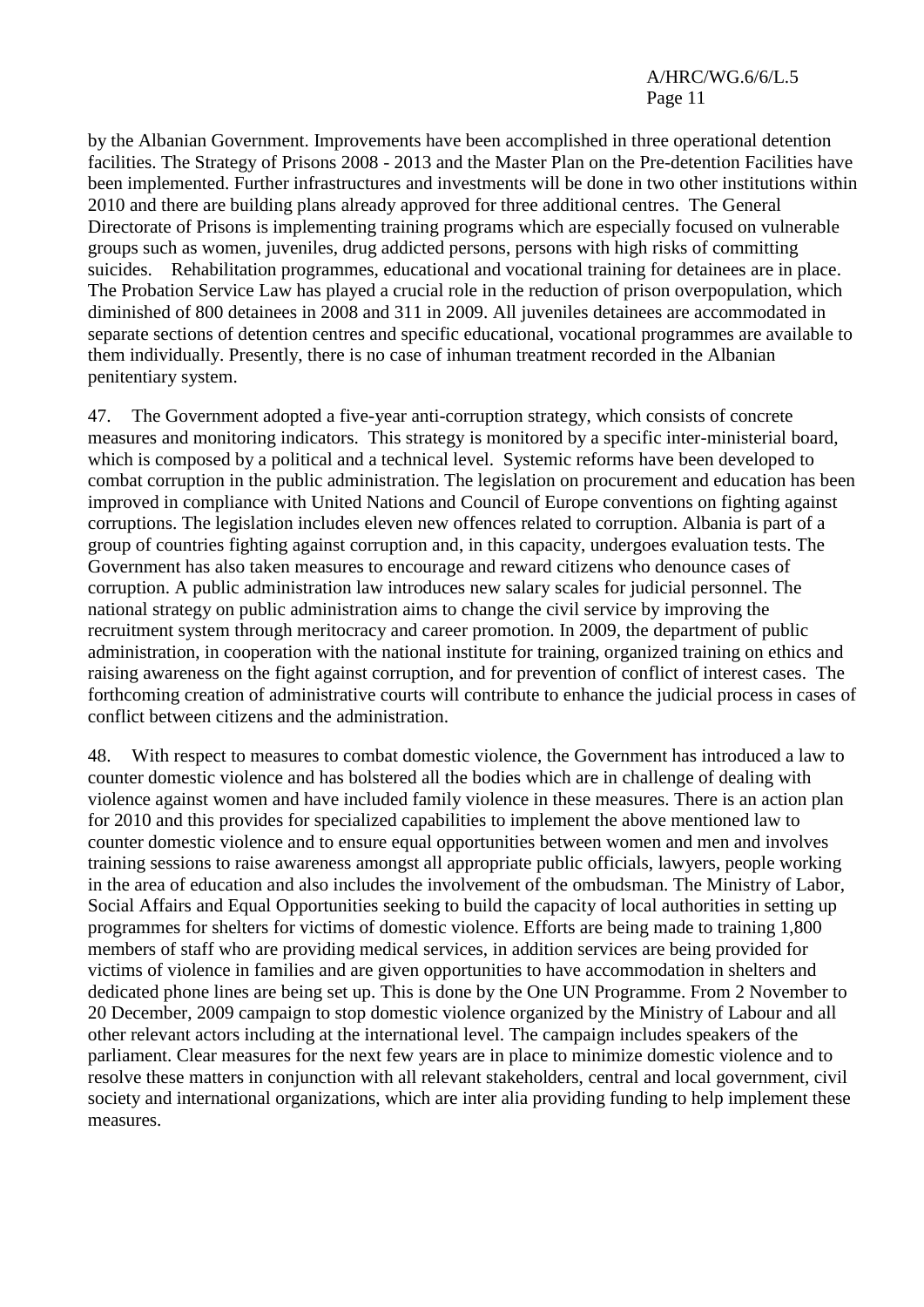by the Albanian Government. Improvements have been accomplished in three operational detention facilities. The Strategy of Prisons 2008 - 2013 and the Master Plan on the Pre-detention Facilities have been implemented. Further infrastructures and investments will be done in two other institutions within 2010 and there are building plans already approved for three additional centres. The General Directorate of Prisons is implementing training programs which are especially focused on vulnerable groups such as women, juveniles, drug addicted persons, persons with high risks of committing suicides. Rehabilitation programmes, educational and vocational training for detainees are in place. The Probation Service Law has played a crucial role in the reduction of prison overpopulation, which diminished of 800 detainees in 2008 and 311 in 2009. All juveniles detainees are accommodated in separate sections of detention centres and specific educational, vocational programmes are available to them individually. Presently, there is no case of inhuman treatment recorded in the Albanian penitentiary system.

47. The Government adopted a five-year anti-corruption strategy, which consists of concrete measures and monitoring indicators. This strategy is monitored by a specific inter-ministerial board, which is composed by a political and a technical level. Systemic reforms have been developed to combat corruption in the public administration. The legislation on procurement and education has been improved in compliance with United Nations and Council of Europe conventions on fighting against corruptions. The legislation includes eleven new offences related to corruption. Albania is part of a group of countries fighting against corruption and, in this capacity, undergoes evaluation tests. The Government has also taken measures to encourage and reward citizens who denounce cases of corruption. A public administration law introduces new salary scales for judicial personnel. The national strategy on public administration aims to change the civil service by improving the recruitment system through meritocracy and career promotion. In 2009, the department of public administration, in cooperation with the national institute for training, organized training on ethics and raising awareness on the fight against corruption, and for prevention of conflict of interest cases. The forthcoming creation of administrative courts will contribute to enhance the judicial process in cases of conflict between citizens and the administration.

48. With respect to measures to combat domestic violence, the Government has introduced a law to counter domestic violence and has bolstered all the bodies which are in challenge of dealing with violence against women and have included family violence in these measures. There is an action plan for 2010 and this provides for specialized capabilities to implement the above mentioned law to counter domestic violence and to ensure equal opportunities between women and men and involves training sessions to raise awareness amongst all appropriate public officials, lawyers, people working in the area of education and also includes the involvement of the ombudsman. The Ministry of Labor, Social Affairs and Equal Opportunities seeking to build the capacity of local authorities in setting up programmes for shelters for victims of domestic violence. Efforts are being made to training 1,800 members of staff who are providing medical services, in addition services are being provided for victims of violence in families and are given opportunities to have accommodation in shelters and dedicated phone lines are being set up. This is done by the One UN Programme. From 2 November to 20 December, 2009 campaign to stop domestic violence organized by the Ministry of Labour and all other relevant actors including at the international level. The campaign includes speakers of the parliament. Clear measures for the next few years are in place to minimize domestic violence and to resolve these matters in conjunction with all relevant stakeholders, central and local government, civil society and international organizations, which are inter alia providing funding to help implement these measures.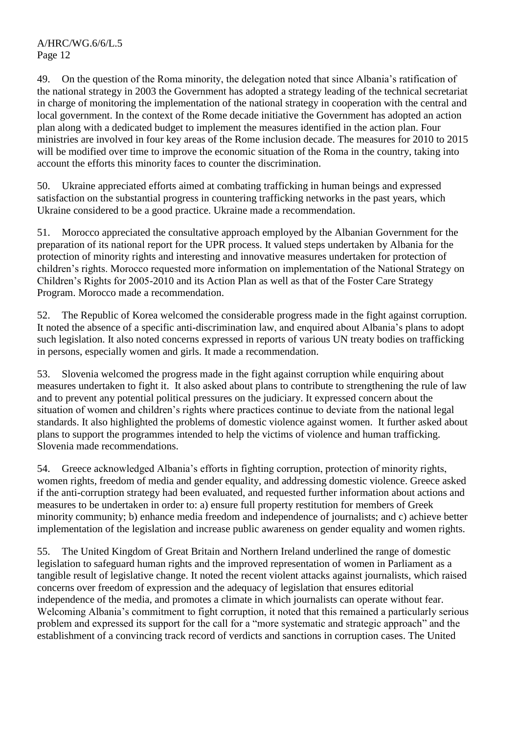49. On the question of the Roma minority, the delegation noted that since Albania's ratification of the national strategy in 2003 the Government has adopted a strategy leading of the technical secretariat in charge of monitoring the implementation of the national strategy in cooperation with the central and local government. In the context of the Rome decade initiative the Government has adopted an action plan along with a dedicated budget to implement the measures identified in the action plan. Four ministries are involved in four key areas of the Rome inclusion decade. The measures for 2010 to 2015 will be modified over time to improve the economic situation of the Roma in the country, taking into account the efforts this minority faces to counter the discrimination.

50. Ukraine appreciated efforts aimed at combating trafficking in human beings and expressed satisfaction on the substantial progress in countering trafficking networks in the past years, which Ukraine considered to be a good practice. Ukraine made a recommendation.

51. Morocco appreciated the consultative approach employed by the Albanian Government for the preparation of its national report for the UPR process. It valued steps undertaken by Albania for the protection of minority rights and interesting and innovative measures undertaken for protection of children's rights. Morocco requested more information on implementation of the National Strategy on Children's Rights for 2005-2010 and its Action Plan as well as that of the Foster Care Strategy Program. Morocco made a recommendation.

52. The Republic of Korea welcomed the considerable progress made in the fight against corruption. It noted the absence of a specific anti-discrimination law, and enquired about Albania's plans to adopt such legislation. It also noted concerns expressed in reports of various UN treaty bodies on trafficking in persons, especially women and girls. It made a recommendation.

53. Slovenia welcomed the progress made in the fight against corruption while enquiring about measures undertaken to fight it. It also asked about plans to contribute to strengthening the rule of law and to prevent any potential political pressures on the judiciary. It expressed concern about the situation of women and children's rights where practices continue to deviate from the national legal standards. It also highlighted the problems of domestic violence against women. It further asked about plans to support the programmes intended to help the victims of violence and human trafficking. Slovenia made recommendations.

54. Greece acknowledged Albania's efforts in fighting corruption, protection of minority rights, women rights, freedom of media and gender equality, and addressing domestic violence. Greece asked if the anti-corruption strategy had been evaluated, and requested further information about actions and measures to be undertaken in order to: a) ensure full property restitution for members of Greek minority community; b) enhance media freedom and independence of journalists; and c) achieve better implementation of the legislation and increase public awareness on gender equality and women rights.

55. The United Kingdom of Great Britain and Northern Ireland underlined the range of domestic legislation to safeguard human rights and the improved representation of women in Parliament as a tangible result of legislative change. It noted the recent violent attacks against journalists, which raised concerns over freedom of expression and the adequacy of legislation that ensures editorial independence of the media, and promotes a climate in which journalists can operate without fear. Welcoming Albania's commitment to fight corruption, it noted that this remained a particularly serious problem and expressed its support for the call for a "more systematic and strategic approach" and the establishment of a convincing track record of verdicts and sanctions in corruption cases. The United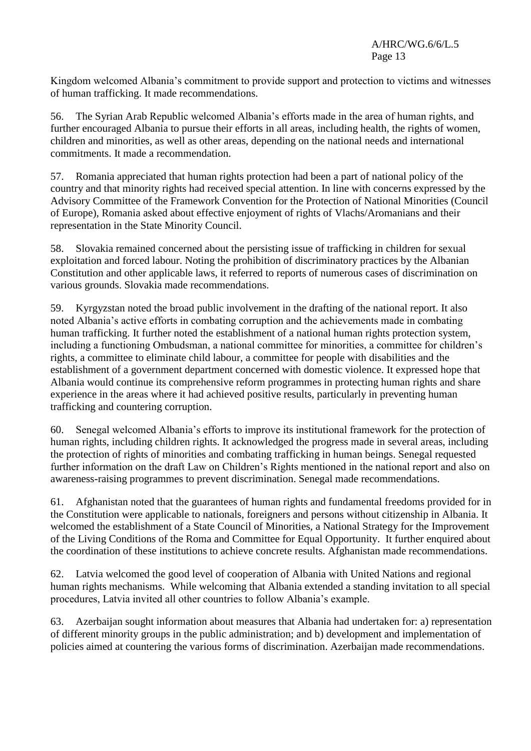Kingdom welcomed Albania’s commitment to provide support and protection to victims and witnesses of human trafficking. It made recommendations.

56. The Syrian Arab Republic welcomed Albania’s efforts made in the area of human rights, and further encouraged Albania to pursue their efforts in all areas, including health, the rights of women, children and minorities, as well as other areas, depending on the national needs and international commitments. It made a recommendation.

57. Romania appreciated that human rights protection had been a part of national policy of the country and that minority rights had received special attention. In line with concerns expressed by the Advisory Committee of the Framework Convention for the Protection of National Minorities (Council of Europe), Romania asked about effective enjoyment of rights of Vlachs/Aromanians and their representation in the State Minority Council.

58. Slovakia remained concerned about the persisting issue of trafficking in children for sexual exploitation and forced labour. Noting the prohibition of discriminatory practices by the Albanian Constitution and other applicable laws, it referred to reports of numerous cases of discrimination on various grounds. Slovakia made recommendations.

59. Kyrgyzstan noted the broad public involvement in the drafting of the national report. It also noted Albania’s active efforts in combating corruption and the achievements made in combating human trafficking. It further noted the establishment of a national human rights protection system, including a functioning Ombudsman, a national committee for minorities, a committee for children’s rights, a committee to eliminate child labour, a committee for people with disabilities and the establishment of a government department concerned with domestic violence. It expressed hope that Albania would continue its comprehensive reform programmes in protecting human rights and share experience in the areas where it had achieved positive results, particularly in preventing human trafficking and countering corruption.

60. Senegal welcomed Albania’s efforts to improve its institutional framework for the protection of human rights, including children rights. It acknowledged the progress made in several areas, including the protection of rights of minorities and combating trafficking in human beings. Senegal requested further information on the draft Law on Children’s Rights mentioned in the national report and also on awareness-raising programmes to prevent discrimination. Senegal made recommendations.

61. Afghanistan noted that the guarantees of human rights and fundamental freedoms provided for in the Constitution were applicable to nationals, foreigners and persons without citizenship in Albania. It welcomed the establishment of a State Council of Minorities, a National Strategy for the Improvement of the Living Conditions of the Roma and Committee for Equal Opportunity. It further enquired about the coordination of these institutions to achieve concrete results. Afghanistan made recommendations.

62. Latvia welcomed the good level of cooperation of Albania with United Nations and regional human rights mechanisms. While welcoming that Albania extended a standing invitation to all special procedures, Latvia invited all other countries to follow Albania’s example.

63. Azerbaijan sought information about measures that Albania had undertaken for: a) representation of different minority groups in the public administration; and b) development and implementation of policies aimed at countering the various forms of discrimination. Azerbaijan made recommendations.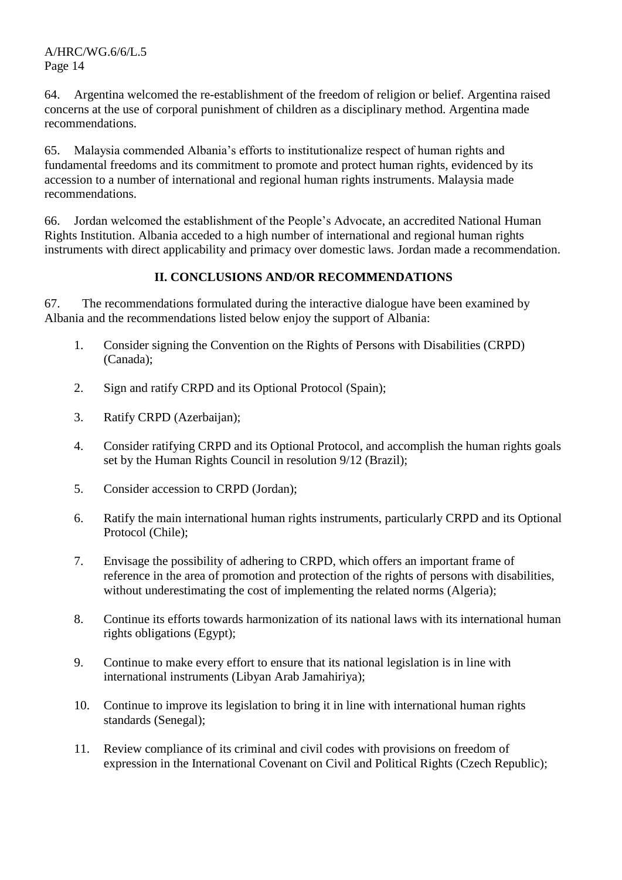64. Argentina welcomed the re-establishment of the freedom of religion or belief. Argentina raised concerns at the use of corporal punishment of children as a disciplinary method. Argentina made recommendations.

65. Malaysia commended Albania's efforts to institutionalize respect of human rights and fundamental freedoms and its commitment to promote and protect human rights, evidenced by its accession to a number of international and regional human rights instruments. Malaysia made recommendations.

66. Jordan welcomed the establishment of the People's Advocate, an accredited National Human Rights Institution. Albania acceded to a high number of international and regional human rights instruments with direct applicability and primacy over domestic laws. Jordan made a recommendation.

## II. CONCLUSIONS AND/OR RECOMMENDATIONS

67. The recommendations formulated during the interactive dialogue have been examined by Albania and the recommendations listed below enjoy the support of Albania:

1. Consider signing the Convention on the Rights of Persons with Disabilities (CRPD) (Canada);

2. Sign and ratify CRPD and its Optional Protocol (Spain);

3. Ratify CRPD (Azerbaijan);

4. Consider ratifying CRPD and its Optional Protocol, and accomplish the human rights goals set by the Human Rights Council in resolution 9/12 (Brazil);

5. Consider accession to CRPD (Jordan);

6. Ratify the main international human rights instruments, particularly CRPD and its Optional Protocol (Chile);

7. Envisage the possibility of adhering to CRPD, which offers an important frame of reference in the area of promotion and protection of the rights of persons with disabilities, without underestimating the cost of implementing the related norms (Algeria);

8. Continue its efforts towards harmonization of its national laws with its international human rights obligations (Egypt);

9. Continue to make every effort to ensure that its national legislation is in line with international instruments (Libyan Arab Jamahiriya);

10. Continue to improve its legislation to bring it in line with international human rights standards (Senegal);

11. Review compliance of its criminal and civil codes with provisions on freedom of expression in the International Covenant on Civil and Political Rights (Czech Republic);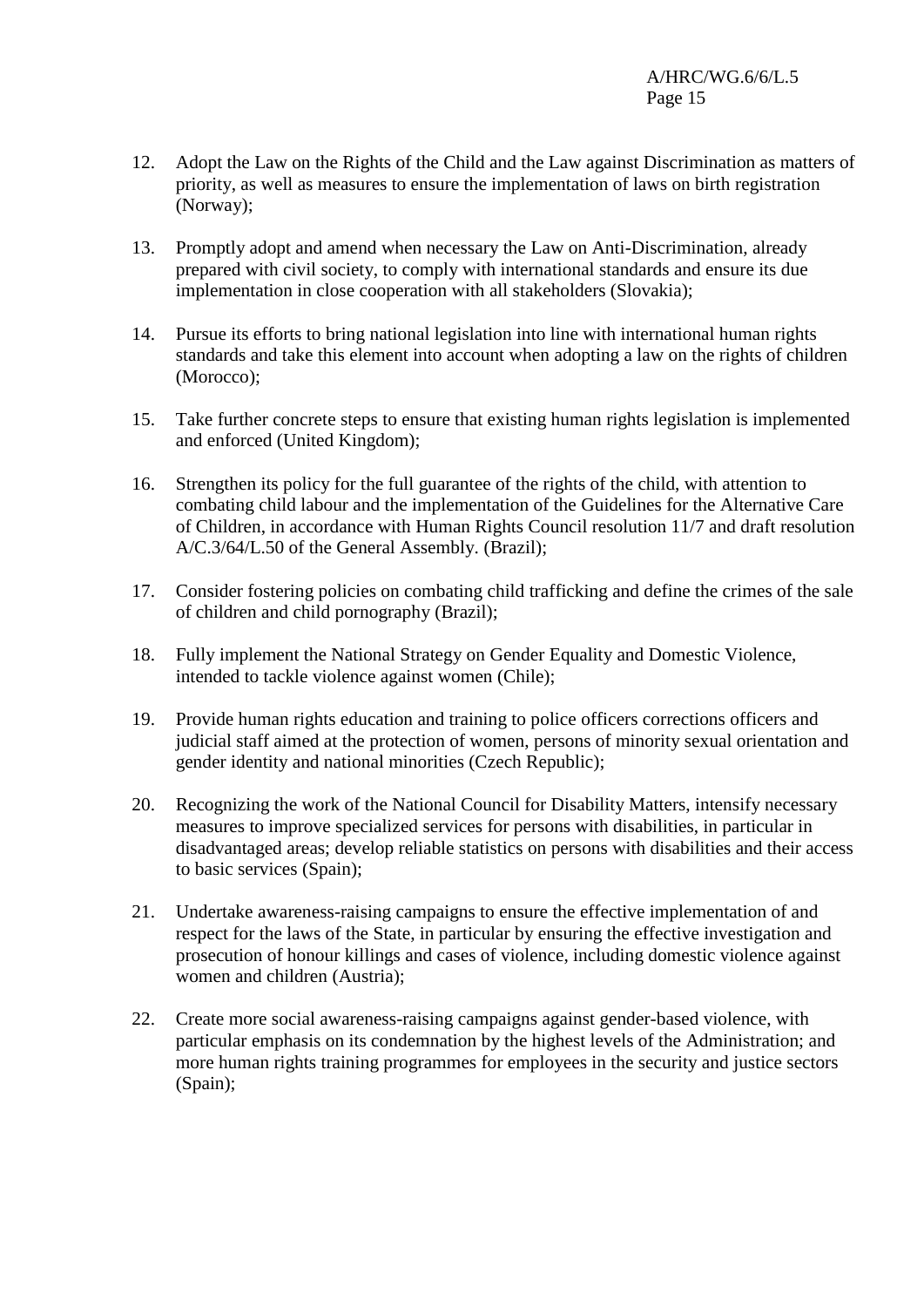12. Adopt the Law on the Rights of the Child and the Law against Discrimination as matters of priority, as well as measures to ensure the implementation of laws on birth registration (Norway);

13. Promptly adopt and amend when necessary the Law on Anti-Discrimination, already prepared with civil society, to comply with international standards and ensure its due implementation in close cooperation with all stakeholders (Slovakia);

14. Pursue its efforts to bring national legislation into line with international human rights standards and take this element into account when adopting a law on the rights of children (Morocco);

15. Take further concrete steps to ensure that existing human rights legislation is implemented and enforced (United Kingdom);

16. Strengthen its policy for the full guarantee of the rights of the child, with attention to combating child labour and the implementation of the Guidelines for the Alternative Care of Children, in accordance with Human Rights Council resolution 11/7 and draft resolution A/C.3/64/L.50 of the General Assembly. (Brazil);

17. Consider fostering policies on combating child trafficking and define the crimes of the sale of children and child pornography (Brazil);

18. Fully implement the National Strategy on Gender Equality and Domestic Violence, intended to tackle violence against women (Chile);

19. Provide human rights education and training to police officers corrections officers and judicial staff aimed at the protection of women, persons of minority sexual orientation and gender identity and national minorities (Czech Republic);

20. Recognizing the work of the National Council for Disability Matters, intensify necessary measures to improve specialized services for persons with disabilities, in particular in disadvantaged areas; develop reliable statistics on persons with disabilities and their access to basic services (Spain);

21. Undertake awareness-raising campaigns to ensure the effective implementation of and respect for the laws of the State, in particular by ensuring the effective investigation and prosecution of honour killings and cases of violence, including domestic violence against women and children (Austria);

22. Create more social awareness-raising campaigns against gender-based violence, with particular emphasis on its condemnation by the highest levels of the Administration; and more human rights training programmes for employees in the security and justice sectors (Spain);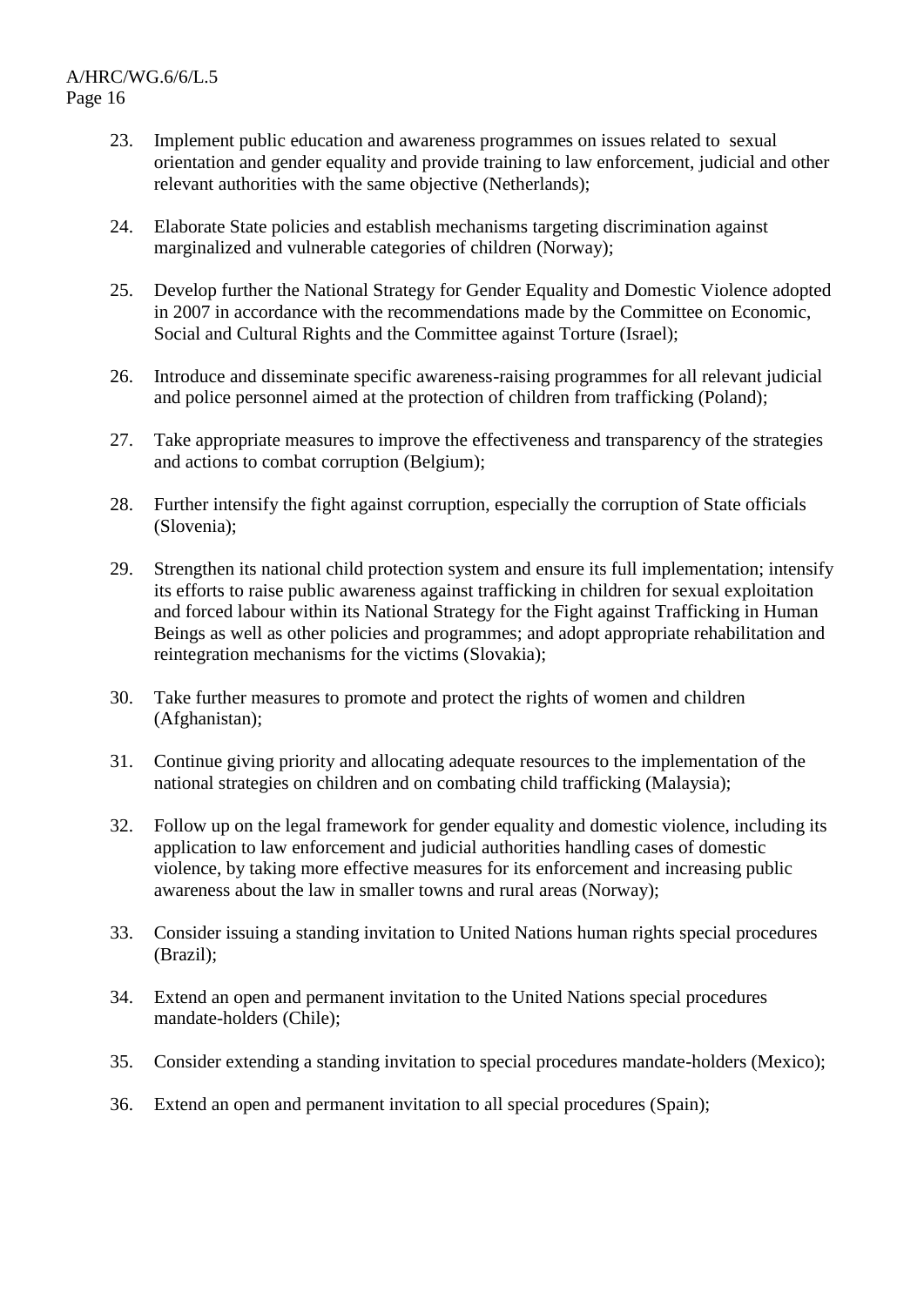23. Implement public education and awareness programmes on issues related to sexual orientation and gender equality and provide training to law enforcement, judicial and other relevant authorities with the same objective (Netherlands);

24. Elaborate State policies and establish mechanisms targeting discrimination against marginalized and vulnerable categories of children (Norway);

25. Develop further the National Strategy for Gender Equality and Domestic Violence adopted in 2007 in accordance with the recommendations made by the Committee on Economic, Social and Cultural Rights and the Committee against Torture (Israel);

26. Introduce and disseminate specific awareness-raising programmes for all relevant judicial and police personnel aimed at the protection of children from trafficking (Poland);

27. Take appropriate measures to improve the effectiveness and transparency of the strategies and actions to combat corruption (Belgium);

28. Further intensify the fight against corruption, especially the corruption of State officials (Slovenia);

29. Strengthen its national child protection system and ensure its full implementation; intensify its efforts to raise public awareness against trafficking in children for sexual exploitation and forced labour within its National Strategy for the Fight against Trafficking in Human Beings as well as other policies and programmes; and adopt appropriate rehabilitation and reintegration mechanisms for the victims (Slovakia);

30. Take further measures to promote and protect the rights of women and children (Afghanistan);

31. Continue giving priority and allocating adequate resources to the implementation of the national strategies on children and on combating child trafficking (Malaysia);

32. Follow up on the legal framework for gender equality and domestic violence, including its application to law enforcement and judicial authorities handling cases of domestic violence, by taking more effective measures for its enforcement and increasing public awareness about the law in smaller towns and rural areas (Norway);

33. Consider issuing a standing invitation to United Nations human rights special procedures (Brazil);

34. Extend an open and permanent invitation to the United Nations special procedures mandate-holders (Chile);

35. Consider extending a standing invitation to special procedures mandate-holders (Mexico);

36. Extend an open and permanent invitation to all special procedures (Spain);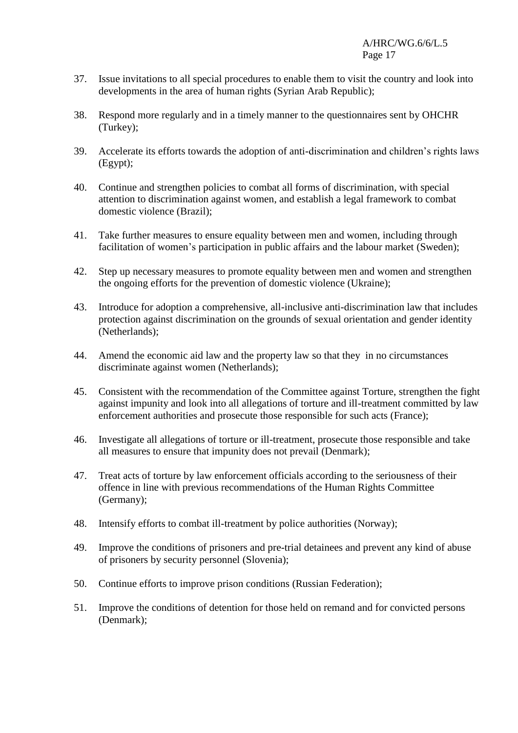37. Issue invitations to all special procedures to enable them to visit the country and look into developments in the area of human rights (Syrian Arab Republic);

38. Respond more regularly and in a timely manner to the questionnaires sent by OHCHR (Turkey);

39. Accelerate its efforts towards the adoption of anti-discrimination and children's rights laws (Egypt);

40. Continue and strengthen policies to combat all forms of discrimination, with special attention to discrimination against women, and establish a legal framework to combat domestic violence (Brazil);

41. Take further measures to ensure equality between men and women, including through facilitation of women's participation in public affairs and the labour market (Sweden);

42. Step up necessary measures to promote equality between men and women and strengthen the ongoing efforts for the prevention of domestic violence (Ukraine);

43. Introduce for adoption a comprehensive, all-inclusive anti-discrimination law that includes protection against discrimination on the grounds of sexual orientation and gender identity (Netherlands);

44. Amend the economic aid law and the property law so that they in no circumstances discriminate against women (Netherlands);

45. Consistent with the recommendation of the Committee against Torture, strengthen the fight against impunity and look into all allegations of torture and ill-treatment committed by law enforcement authorities and prosecute those responsible for such acts (France);

46. Investigate all allegations of torture or ill-treatment, prosecute those responsible and take all measures to ensure that impunity does not prevail (Denmark);

47. Treat acts of torture by law enforcement officials according to the seriousness of their offence in line with previous recommendations of the Human Rights Committee (Germany);

48. Intensify efforts to combat ill-treatment by police authorities (Norway);

49. Improve the conditions of prisoners and pre-trial detainees and prevent any kind of abuse of prisoners by security personnel (Slovenia);

50. Continue efforts to improve prison conditions (Russian Federation);

51. Improve the conditions of detention for those held on remand and for convicted persons (Denmark);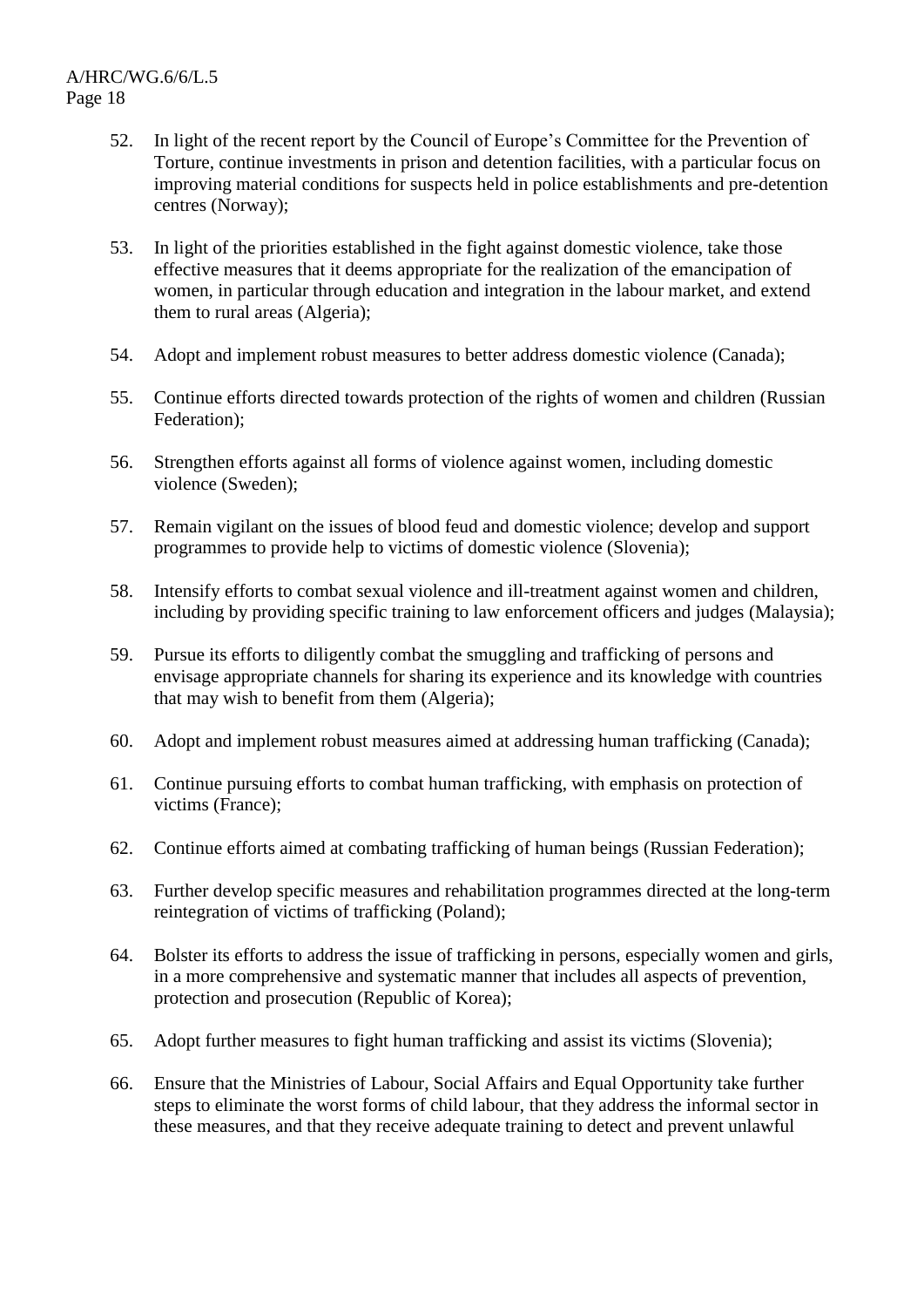52. In light of the recent report by the Council of Europe's Committee for the Prevention of Torture, continue investments in prison and detention facilities, with a particular focus on improving material conditions for suspects held in police establishments and pre-detention centres (Norway);

53. In light of the priorities established in the fight against domestic violence, take those effective measures that it deems appropriate for the realization of the emancipation of women, in particular through education and integration in the labour market, and extend them to rural areas (Algeria);

54. Adopt and implement robust measures to better address domestic violence (Canada);

55. Continue efforts directed towards protection of the rights of women and children (Russian Federation);

56. Strengthen efforts against all forms of violence against women, including domestic violence (Sweden);

57. Remain vigilant on the issues of blood feud and domestic violence; develop and support programmes to provide help to victims of domestic violence (Slovenia);

58. Intensify efforts to combat sexual violence and ill-treatment against women and children, including by providing specific training to law enforcement officers and judges (Malaysia);

59. Pursue its efforts to diligently combat the smuggling and trafficking of persons and envisage appropriate channels for sharing its experience and its knowledge with countries that may wish to benefit from them (Algeria);

60. Adopt and implement robust measures aimed at addressing human trafficking (Canada);

61. Continue pursuing efforts to combat human trafficking, with emphasis on protection of victims (France);

62. Continue efforts aimed at combating trafficking of human beings (Russian Federation);

63. Further develop specific measures and rehabilitation programmes directed at the long-term reintegration of victims of trafficking (Poland);

64. Bolster its efforts to address the issue of trafficking in persons, especially women and girls, in a more comprehensive and systematic manner that includes all aspects of prevention, protection and prosecution (Republic of Korea);

65. Adopt further measures to fight human trafficking and assist its victims (Slovenia);

66. Ensure that the Ministries of Labour, Social Affairs and Equal Opportunity take further steps to eliminate the worst forms of child labour, that they address the informal sector in these measures, and that they receive adequate training to detect and prevent unlawful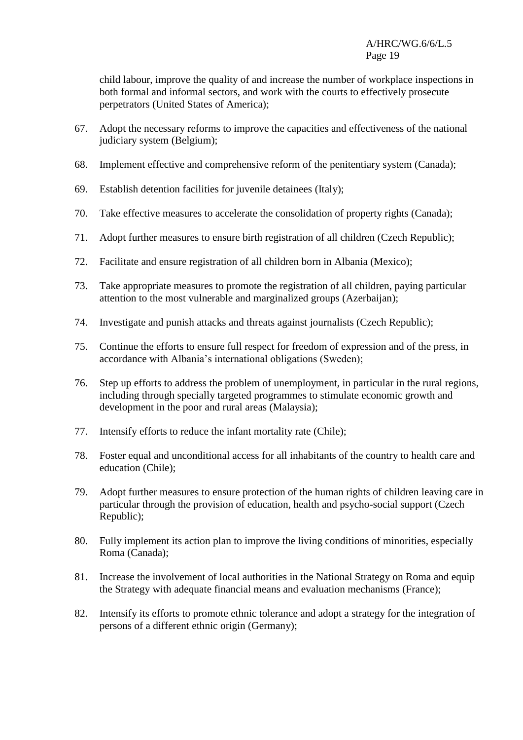child labour, improve the quality of and increase the number of workplace inspections in both formal and informal sectors, and work with the courts to effectively prosecute perpetrators (United States of America);

67. Adopt the necessary reforms to improve the capacities and effectiveness of the national judiciary system (Belgium);

68. Implement effective and comprehensive reform of the penitentiary system (Canada);

69. Establish detention facilities for juvenile detainees (Italy);

70. Take effective measures to accelerate the consolidation of property rights (Canada);

71. Adopt further measures to ensure birth registration of all children (Czech Republic);

72. Facilitate and ensure registration of all children born in Albania (Mexico);

73. Take appropriate measures to promote the registration of all children, paying particular attention to the most vulnerable and marginalized groups (Azerbaijan);

74. Investigate and punish attacks and threats against journalists (Czech Republic);

75. Continue the efforts to ensure full respect for freedom of expression and of the press, in accordance with Albania's international obligations (Sweden);

76. Step up efforts to address the problem of unemployment, in particular in the rural regions, including through specially targeted programmes to stimulate economic growth and development in the poor and rural areas (Malaysia);

77. Intensify efforts to reduce the infant mortality rate (Chile);

78. Foster equal and unconditional access for all inhabitants of the country to health care and education (Chile);

79. Adopt further measures to ensure protection of the human rights of children leaving care in particular through the provision of education, health and psycho-social support (Czech Republic);

80. Fully implement its action plan to improve the living conditions of minorities, especially Roma (Canada);

81. Increase the involvement of local authorities in the National Strategy on Roma and equip the Strategy with adequate financial means and evaluation mechanisms (France);

82. Intensify its efforts to promote ethnic tolerance and adopt a strategy for the integration of persons of a different ethnic origin (Germany);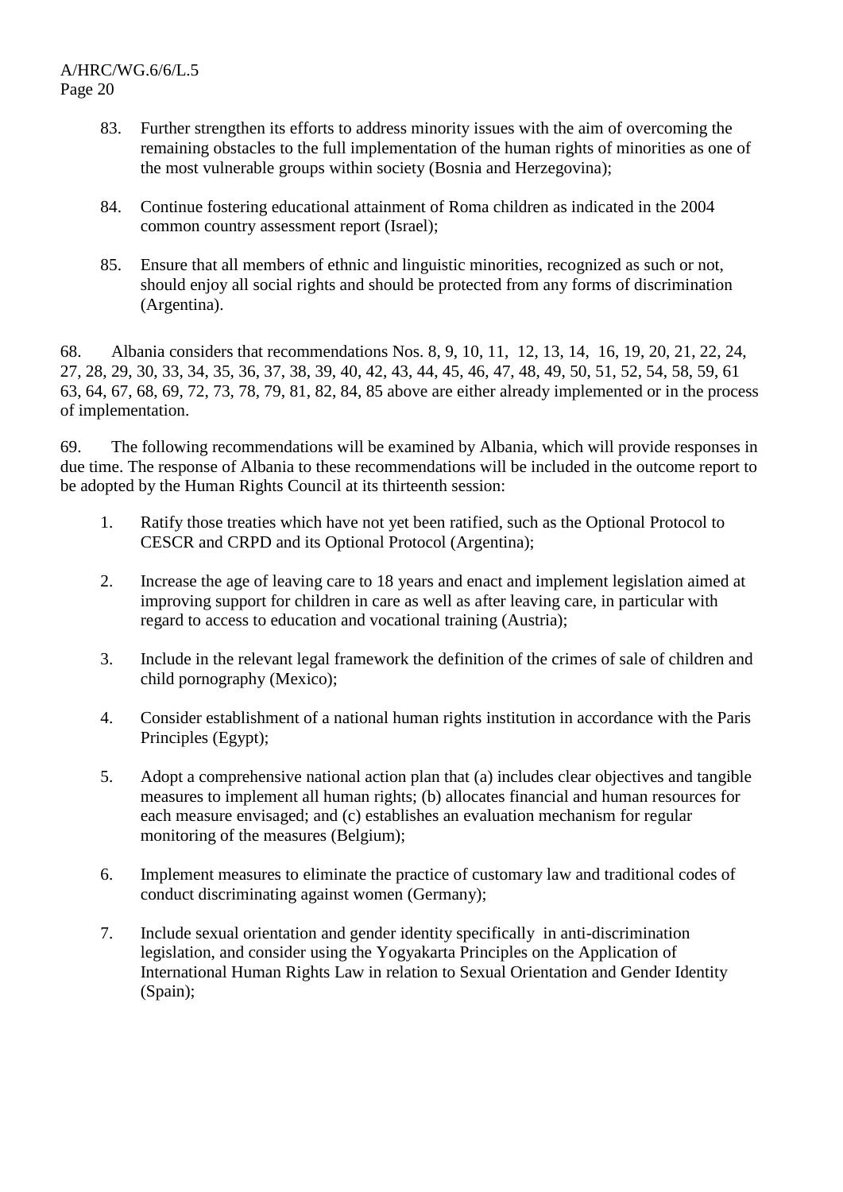83. Further strengthen its efforts to address minority issues with the aim of overcoming the remaining obstacles to the full implementation of the human rights of minorities as one of the most vulnerable groups within society (Bosnia and Herzegovina);

84. Continue fostering educational attainment of Roma children as indicated in the 2004 common country assessment report (Israel);

85. Ensure that all members of ethnic and linguistic minorities, recognized as such or not, should enjoy all social rights and should be protected from any forms of discrimination (Argentina).

68. Albania considers that recommendations Nos. 8, 9, 10, 11, 12, 13, 14, 16, 19, 20, 21, 22, 24, 27, 28, 29, 30, 33, 34, 35, 36, 37, 38, 39, 40, 42, 43, 44, 45, 46, 47, 48, 49, 50, 51, 52, 54, 58, 59, 61 63, 64, 67, 68, 69, 72, 73, 78, 79, 81, 82, 84, 85 above are either already implemented or in the process of implementation.

69. The following recommendations will be examined by Albania, which will provide responses in due time. The response of Albania to these recommendations will be included in the outcome report to be adopted by the Human Rights Council at its thirteenth session:

1. Ratify those treaties which have not yet been ratified, such as the Optional Protocol to CESCR and CRPD and its Optional Protocol (Argentina);

2. Increase the age of leaving care to 18 years and enact and implement legislation aimed at improving support for children in care as well as after leaving care, in particular with regard to access to education and vocational training (Austria);

3. Include in the relevant legal framework the definition of the crimes of sale of children and child pornography (Mexico);

4. Consider establishment of a national human rights institution in accordance with the Paris Principles (Egypt);

5. Adopt a comprehensive national action plan that (a) includes clear objectives and tangible measures to implement all human rights; (b) allocates financial and human resources for each measure envisaged; and (c) establishes an evaluation mechanism for regular monitoring of the measures (Belgium);

6. Implement measures to eliminate the practice of customary law and traditional codes of conduct discriminating against women (Germany);

7. Include sexual orientation and gender identity specifically in anti-discrimination legislation, and consider using the Yogyakarta Principles on the Application of International Human Rights Law in relation to Sexual Orientation and Gender Identity (Spain);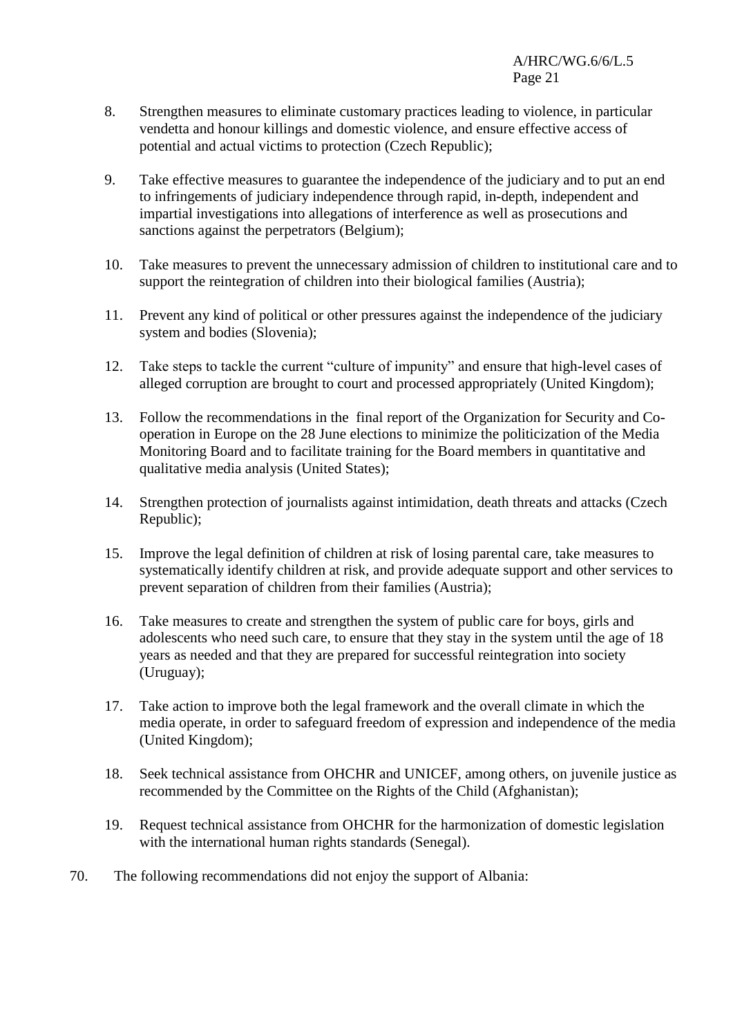8. Strengthen measures to eliminate customary practices leading to violence, in particular vendetta and honour killings and domestic violence, and ensure effective access of potential and actual victims to protection (Czech Republic);

9. Take effective measures to guarantee the independence of the judiciary and to put an end to infringements of judiciary independence through rapid, in-depth, independent and impartial investigations into allegations of interference as well as prosecutions and sanctions against the perpetrators (Belgium);

10. Take measures to prevent the unnecessary admission of children to institutional care and to support the reintegration of children into their biological families (Austria);

11. Prevent any kind of political or other pressures against the independence of the judiciary system and bodies (Slovenia);

12. Take steps to tackle the current "culture of impunity" and ensure that high-level cases of alleged corruption are brought to court and processed appropriately (United Kingdom);

13. Follow the recommendations in the final report of the Organization for Security and Co-operation in Europe on the 28 June elections to minimize the politicization of the Media Monitoring Board and to facilitate training for the Board members in quantitative and qualitative media analysis (United States);

14. Strengthen protection of journalists against intimidation, death threats and attacks (Czech Republic);

15. Improve the legal definition of children at risk of losing parental care, take measures to systematically identify children at risk, and provide adequate support and other services to prevent separation of children from their families (Austria);

16. Take measures to create and strengthen the system of public care for boys, girls and adolescents who need such care, to ensure that they stay in the system until the age of 18 years as needed and that they are prepared for successful reintegration into society (Uruguay);

17. Take action to improve both the legal framework and the overall climate in which the media operate, in order to safeguard freedom of expression and independence of the media (United Kingdom);

18. Seek technical assistance from OHCHR and UNICEF, among others, on juvenile justice as recommended by the Committee on the Rights of the Child (Afghanistan);

19. Request technical assistance from OHCHR for the harmonization of domestic legislation with the international human rights standards (Senegal).

70. The following recommendations did not enjoy the support of Albania: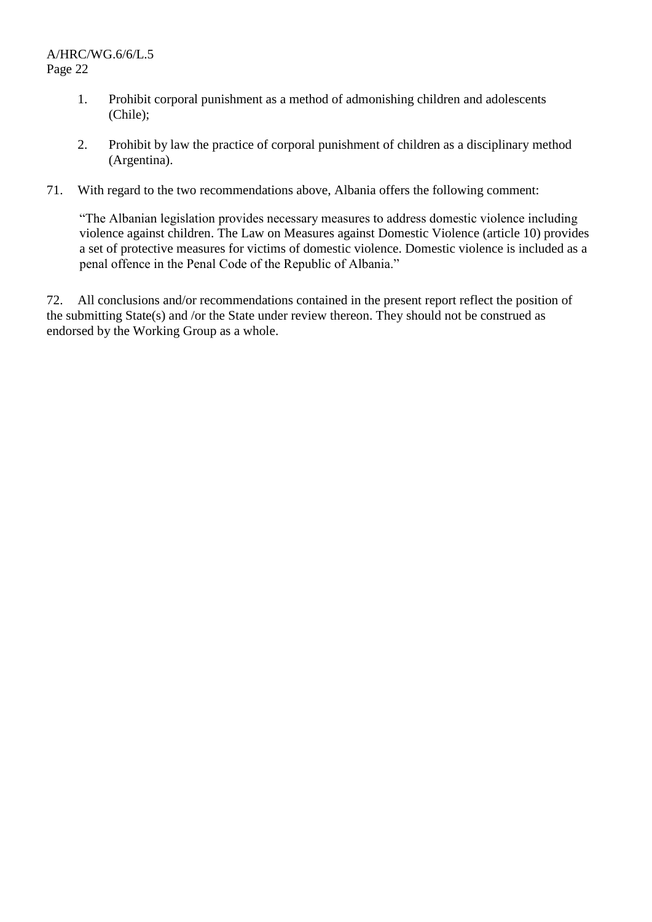1. Prohibit corporal punishment as a method of admonishing children and adolescents (Chile);

2. Prohibit by law the practice of corporal punishment of children as a disciplinary method (Argentina).

71. With regard to the two recommendations above, Albania offers the following comment:

> "The Albanian legislation provides necessary measures to address domestic violence including violence against children. The Law on Measures against Domestic Violence (article 10) provides a set of protective measures for victims of domestic violence. Domestic violence is included as a penal offence in the Penal Code of the Republic of Albania."

72. All conclusions and/or recommendations contained in the present report reflect the position of the submitting State(s) and /or the State under review thereon. They should not be construed as endorsed by the Working Group as a whole.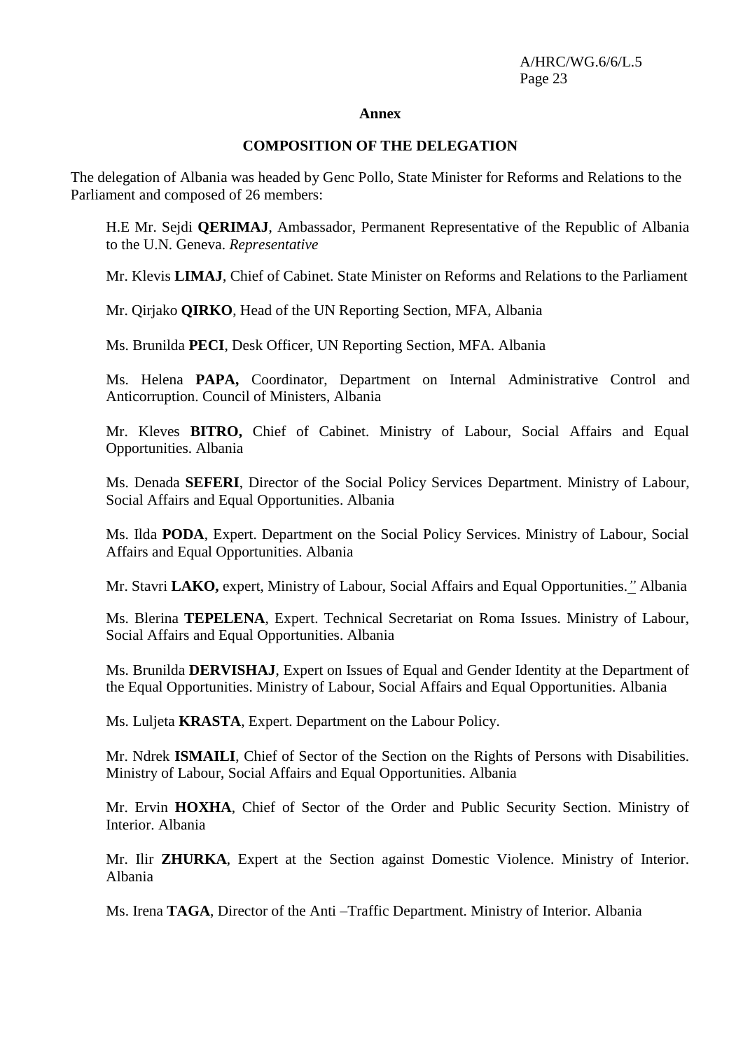**Annex**

**COMPOSITION OF THE DELEGATION**

The delegation of Albania was headed by Genc Pollo, State Minister for Reforms and Relations to the Parliament and composed of 26 members:

H.E Mr. Sejdi **QERIMAJ**, Ambassador, Permanent Representative of the Republic of Albania to the U.N. Geneva. *Representative*

Mr. Klevis **LIMAJ**, Chief of Cabinet. State Minister on Reforms and Relations to the Parliament

Mr. Qirjako **QIRKO**, Head of the UN Reporting Section, MFA, Albania

Ms. Brunilda **PECI**, Desk Officer, UN Reporting Section, MFA. Albania

Ms. Helena **PAPA,** Coordinator, Department on Internal Administrative Control and Anticorruption. Council of Ministers, Albania

Mr. Kleves **BITRO,** Chief of Cabinet. Ministry of Labour, Social Affairs and Equal Opportunities. Albania

Ms. Denada **SEFERI**, Director of the Social Policy Services Department. Ministry of Labour, Social Affairs and Equal Opportunities. Albania

Ms. Ilda **PODA**, Expert. Department on the Social Policy Services. Ministry of Labour, Social Affairs and Equal Opportunities. Albania

Mr. Stavri **LAKO,** expert, Ministry of Labour, Social Affairs and Equal Opportunities.*"* Albania

Ms. Blerina **TEPELENA**, Expert. Technical Secretariat on Roma Issues. Ministry of Labour, Social Affairs and Equal Opportunities. Albania

Ms. Brunilda **DERVISHAJ**, Expert on Issues of Equal and Gender Identity at the Department of the Equal Opportunities. Ministry of Labour, Social Affairs and Equal Opportunities. Albania

Ms. Luljeta **KRASTA**, Expert. Department on the Labour Policy.

Mr. Ndrek **ISMAILI**, Chief of Sector of the Section on the Rights of Persons with Disabilities. Ministry of Labour, Social Affairs and Equal Opportunities. Albania

Mr. Ervin **HOXHA**, Chief of Sector of the Order and Public Security Section. Ministry of Interior. Albania

Mr. Ilir **ZHURKA**, Expert at the Section against Domestic Violence. Ministry of Interior. Albania

Ms. Irena **TAGA**, Director of the Anti –Traffic Department. Ministry of Interior. Albania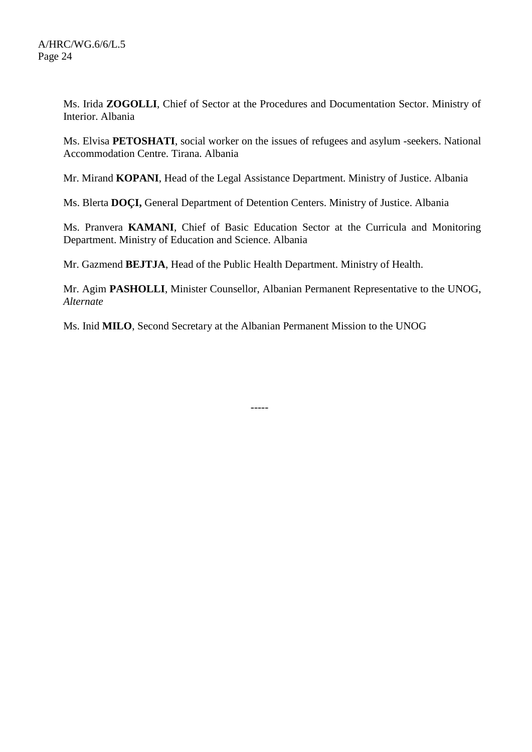Ms. Irida **ZOGOLLI**, Chief of Sector at the Procedures and Documentation Sector. Ministry of Interior. Albania

Ms. Elvisa **PETOSHATI**, social worker on the issues of refugees and asylum -seekers. National Accommodation Centre. Tirana. Albania

Mr. Mirand **KOPANI**, Head of the Legal Assistance Department. Ministry of Justice. Albania

Ms. Blerta **DOÇI,** General Department of Detention Centers. Ministry of Justice. Albania

Ms. Pranvera **KAMANI**, Chief of Basic Education Sector at the Curricula and Monitoring Department. Ministry of Education and Science. Albania

Mr. Gazmend **BEJTJA**, Head of the Public Health Department. Ministry of Health.

Mr. Agim **PASHOLLI**, Minister Counsellor, Albanian Permanent Representative to the UNOG, *Alternate*

Ms. Inid **MILO**, Second Secretary at the Albanian Permanent Mission to the UNOG

-----